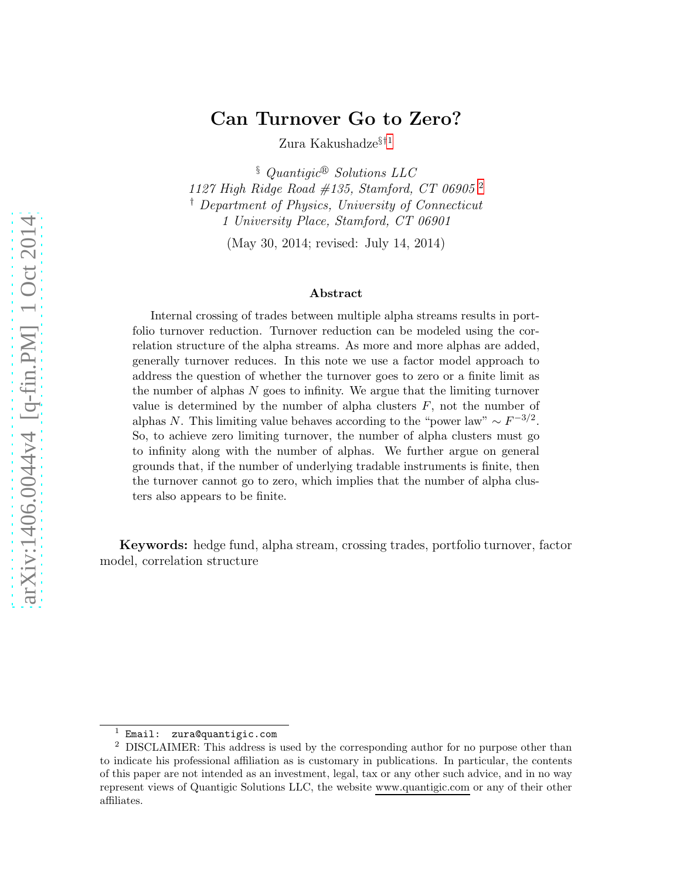# Can Turnover Go to Zero?

Zura Kakushadze[§][†][1]

[§] *Quantigic® Solutions LLC*
*1127 High Ridge Road #135, Stamford, CT 06905* [2]
[†] *Department of Physics, University of Connecticut*
*1 University Place, Stamford, CT 06901*

(May 30, 2014; revised: July 14, 2014)

## Abstract

Internal crossing of trades between multiple alpha streams results in portfolio turnover reduction. Turnover reduction can be modeled using the correlation structure of the alpha streams. As more and more alphas are added, generally turnover reduces. In this note we use a factor model approach to address the question of whether the turnover goes to zero or a finite limit as the number of alphas $N$ goes to infinity. We argue that the limiting turnover value is determined by the number of alpha clusters $F$, not the number of alphas $N$. This limiting value behaves according to the "power law" $\sim F^{-3/2}$. So, to achieve zero limiting turnover, the number of alpha clusters must go to infinity along with the number of alphas. We further argue on general grounds that, if the number of underlying tradable instruments is finite, then the turnover cannot go to zero, which implies that the number of alpha clusters also appears to be finite.

**Keywords:** hedge fund, alpha stream, crossing trades, portfolio turnover, factor model, correlation structure

---

[1] Email: zura@quantigic.com

[2] DISCLAIMER: This address is used by the corresponding author for no purpose other than to indicate his professional affiliation as is customary in publications. In particular, the contents of this paper are not intended as an investment, legal, tax or any other such advice, and in no way represent views of Quantigic Solutions LLC, the website www.quantigic.com or any of their other affiliates.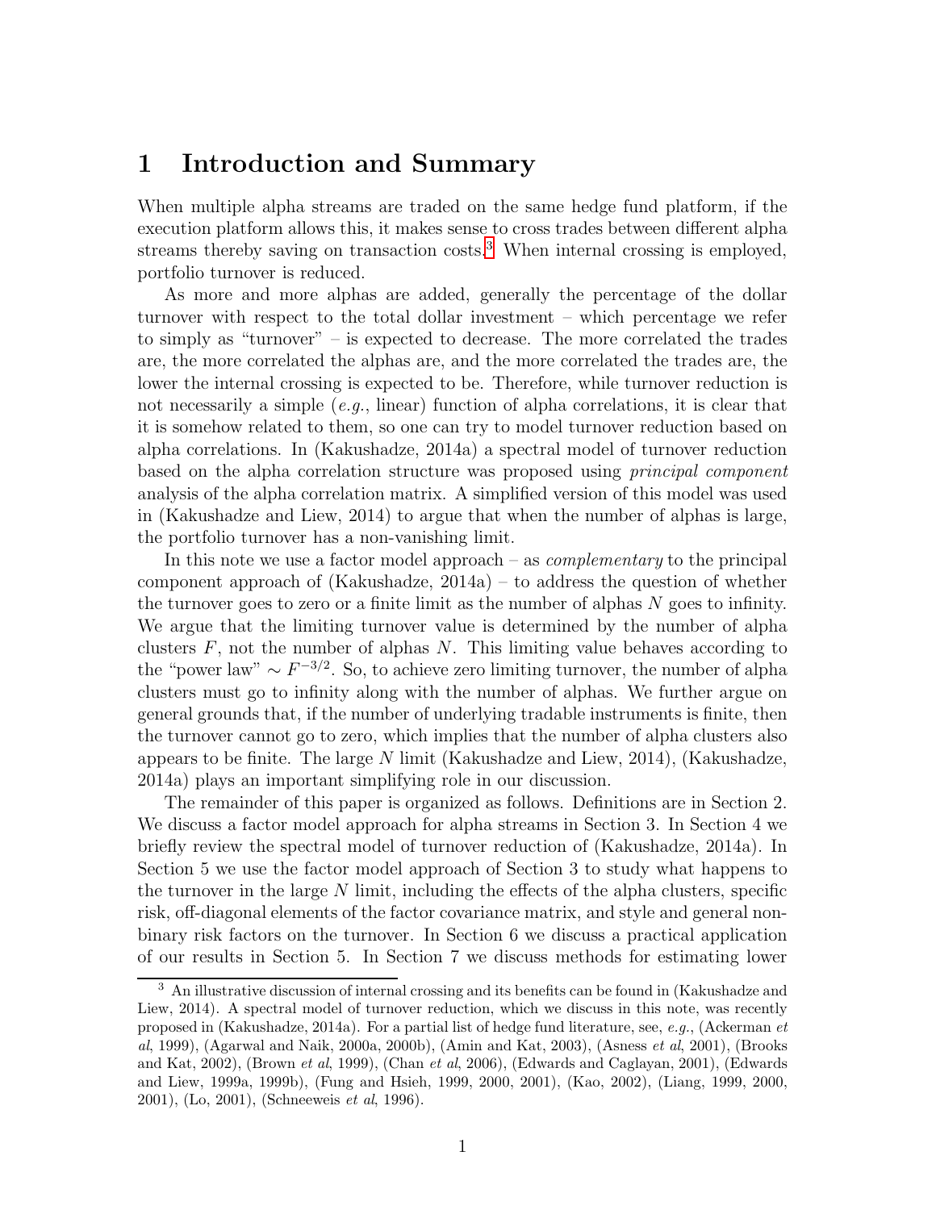# 1 Introduction and Summary

When multiple alpha streams are traded on the same hedge fund platform, if the execution platform allows this, it makes sense to cross trades between different alpha streams thereby saving on transaction costs.[3] When internal crossing is employed, portfolio turnover is reduced.

As more and more alphas are added, generally the percentage of the dollar turnover with respect to the total dollar investment – which percentage we refer to simply as "turnover" – is expected to decrease. The more correlated the trades are, the more correlated the alphas are, and the more correlated the trades are, the lower the internal crossing is expected to be. Therefore, while turnover reduction is not necessarily a simple (*e.g.*, linear) function of alpha correlations, it is clear that it is somehow related to them, so one can try to model turnover reduction based on alpha correlations. In (Kakushadze, 2014a) a spectral model of turnover reduction based on the alpha correlation structure was proposed using *principal component* analysis of the alpha correlation matrix. A simplified version of this model was used in (Kakushadze and Liew, 2014) to argue that when the number of alphas is large, the portfolio turnover has a non-vanishing limit.

In this note we use a factor model approach – as *complementary* to the principal component approach of (Kakushadze, 2014a) – to address the question of whether the turnover goes to zero or a finite limit as the number of alphas $N$ goes to infinity. We argue that the limiting turnover value is determined by the number of alpha clusters $F$, not the number of alphas $N$. This limiting value behaves according to the "power law" $\sim F^{-3/2}$. So, to achieve zero limiting turnover, the number of alpha clusters must go to infinity along with the number of alphas. We further argue on general grounds that, if the number of underlying tradable instruments is finite, then the turnover cannot go to zero, which implies that the number of alpha clusters also appears to be finite. The large $N$ limit (Kakushadze and Liew, 2014), (Kakushadze, 2014a) plays an important simplifying role in our discussion.

The remainder of this paper is organized as follows. Definitions are in Section 2. We discuss a factor model approach for alpha streams in Section 3. In Section 4 we briefly review the spectral model of turnover reduction of (Kakushadze, 2014a). In Section 5 we use the factor model approach of Section 3 to study what happens to the turnover in the large $N$ limit, including the effects of the alpha clusters, specific risk, off-diagonal elements of the factor covariance matrix, and style and general non-binary risk factors on the turnover. In Section 6 we discuss a practical application of our results in Section 5. In Section 7 we discuss methods for estimating lower

[3] An illustrative discussion of internal crossing and its benefits can be found in (Kakushadze and Liew, 2014). A spectral model of turnover reduction, which we discuss in this note, was recently proposed in (Kakushadze, 2014a). For a partial list of hedge fund literature, see, *e.g.*, (Ackerman *et al*, 1999), (Agarwal and Naik, 2000a, 2000b), (Amin and Kat, 2003), (Asness *et al*, 2001), (Brooks and Kat, 2002), (Brown *et al*, 1999), (Chan *et al*, 2006), (Edwards and Caglayan, 2001), (Edwards and Liew, 1999a, 1999b), (Fung and Hsieh, 1999, 2000, 2001), (Kao, 2002), (Liang, 1999, 2000, 2001), (Lo, 2001), (Schneeweis *et al*, 1996).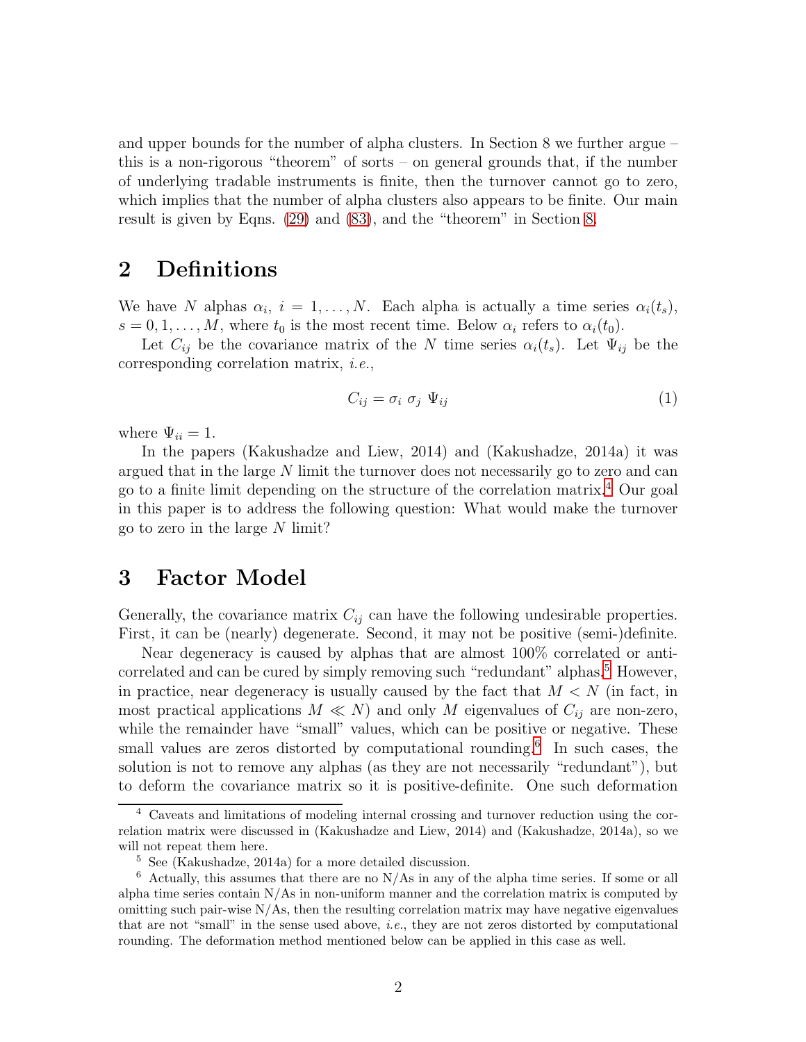and upper bounds for the number of alpha clusters. In Section 8 we further argue – this is a non-rigorous "theorem" of sorts – on general grounds that, if the number of underlying tradable instruments is finite, then the turnover cannot go to zero, which implies that the number of alpha clusters also appears to be finite. Our main result is given by Eqns. (29) and (83), and the "theorem" in Section 8.

## 2 Definitions

We have $N$ alphas $\alpha_i$, $i = 1, \dots, N$. Each alpha is actually a time series $\alpha_i(t_s)$, $s = 0, 1, \dots, M$, where $t_0$ is the most recent time. Below $\alpha_i$ refers to $\alpha_i(t_0)$.

Let $C_{ij}$ be the covariance matrix of the $N$ time series $\alpha_i(t_s)$. Let $\Psi_{ij}$ be the corresponding correlation matrix, *i.e.*,

$$C_{ij} = \sigma_i \ \sigma_j \ \Psi_{ij} \tag{1}$$

where $\Psi_{ii} = 1$.

In the papers (Kakushadze and Liew, 2014) and (Kakushadze, 2014a) it was argued that in the large $N$ limit the turnover does not necessarily go to zero and can go to a finite limit depending on the structure of the correlation matrix.[4] Our goal in this paper is to address the following question: What would make the turnover go to zero in the large $N$ limit?

## 3 Factor Model

Generally, the covariance matrix $C_{ij}$ can have the following undesirable properties. First, it can be (nearly) degenerate. Second, it may not be positive (semi-)definite.

Near degeneracy is caused by alphas that are almost 100% correlated or anti-correlated and can be cured by simply removing such "redundant" alphas.[5] However, in practice, near degeneracy is usually caused by the fact that $M < N$ (in fact, in most practical applications $M \ll N$) and only $M$ eigenvalues of $C_{ij}$ are non-zero, while the remainder have "small" values, which can be positive or negative. These small values are zeros distorted by computational rounding.[6] In such cases, the solution is not to remove any alphas (as they are not necessarily "redundant"), but to deform the covariance matrix so it is positive-definite. One such deformation

[4] Caveats and limitations of modeling internal crossing and turnover reduction using the correlation matrix were discussed in (Kakushadze and Liew, 2014) and (Kakushadze, 2014a), so we will not repeat them here.

[5] See (Kakushadze, 2014a) for a more detailed discussion.

[6] Actually, this assumes that there are no N/As in any of the alpha time series. If some or all alpha time series contain N/As in non-uniform manner and the correlation matrix is computed by omitting such pair-wise N/As, then the resulting correlation matrix may have negative eigenvalues that are not "small" in the sense used above, *i.e.*, they are not zeros distorted by computational rounding. The deformation method mentioned below can be applied in this case as well.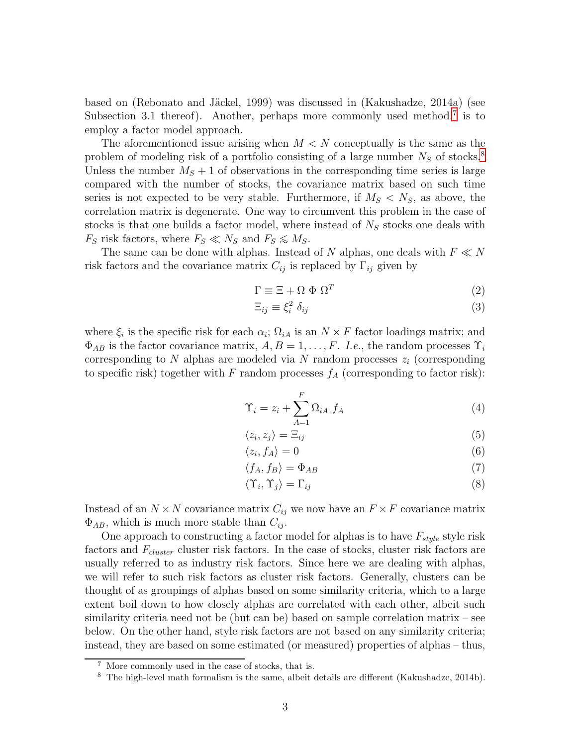based on (Rebonato and Jäckel, 1999) was discussed in (Kakushadze, 2014a) (see Subsection 3.1 thereof). Another, perhaps more commonly used method,[7] is to employ a factor model approach.

The aforementioned issue arising when $M < N$ conceptually is the same as the problem of modeling risk of a portfolio consisting of a large number $N_S$ of stocks.[8] Unless the number $M_S + 1$ of observations in the corresponding time series is large compared with the number of stocks, the covariance matrix based on such time series is not expected to be very stable. Furthermore, if $M_S < N_S$, as above, the correlation matrix is degenerate. One way to circumvent this problem in the case of stocks is that one builds a factor model, where instead of $N_S$ stocks one deals with $F_S$ risk factors, where $F_S \ll N_S$ and $F_S \lesssim M_S$.

The same can be done with alphas. Instead of $N$ alphas, one deals with $F \ll N$ risk factors and the covariance matrix $C_{ij}$ is replaced by $\Gamma_{ij}$ given by

$$\Gamma \equiv \Xi + \Omega \; \Phi \; \Omega^T \tag{2}$$

$$\Xi_{ij} \equiv \xi_i^2 \; \delta_{ij} \tag{3}$$

where $\xi_i$ is the specific risk for each $\alpha_i$; $\Omega_{iA}$ is an $N \times F$ factor loadings matrix; and $\Phi_{AB}$ is the factor covariance matrix, $A, B = 1, \dots, F$. *I.e.*, the random processes $\Upsilon_i$ corresponding to $N$ alphas are modeled via $N$ random processes $z_i$ (corresponding to specific risk) together with $F$ random processes $f_A$ (corresponding to factor risk):

$$\Upsilon_i = z_i + \sum_{A=1}^{F} \Omega_{iA} \; f_A \tag{4}$$

$$\langle z_i, z_j \rangle = \Xi_{ij} \tag{5}$$

$$\langle z_i, f_A \rangle = 0 \tag{6}$$

$$\langle f_A, f_B \rangle = \Phi_{AB} \tag{7}$$

$$\langle \Upsilon_i, \Upsilon_j \rangle = \Gamma_{ij} \tag{8}$$

Instead of an $N \times N$ covariance matrix $C_{ij}$ we now have an $F \times F$ covariance matrix $\Phi_{AB}$, which is much more stable than $C_{ij}$.

One approach to constructing a factor model for alphas is to have $F_{style}$ style risk factors and $F_{cluster}$ cluster risk factors. In the case of stocks, cluster risk factors are usually referred to as industry risk factors. Since here we are dealing with alphas, we will refer to such risk factors as cluster risk factors. Generally, clusters can be thought of as groupings of alphas based on some similarity criteria, which to a large extent boil down to how closely alphas are correlated with each other, albeit such similarity criteria need not be (but can be) based on sample correlation matrix – see below. On the other hand, style risk factors are not based on any similarity criteria; instead, they are based on some estimated (or measured) properties of alphas – thus,

[7] More commonly used in the case of stocks, that is.

[8] The high-level math formalism is the same, albeit details are different (Kakushadze, 2014b).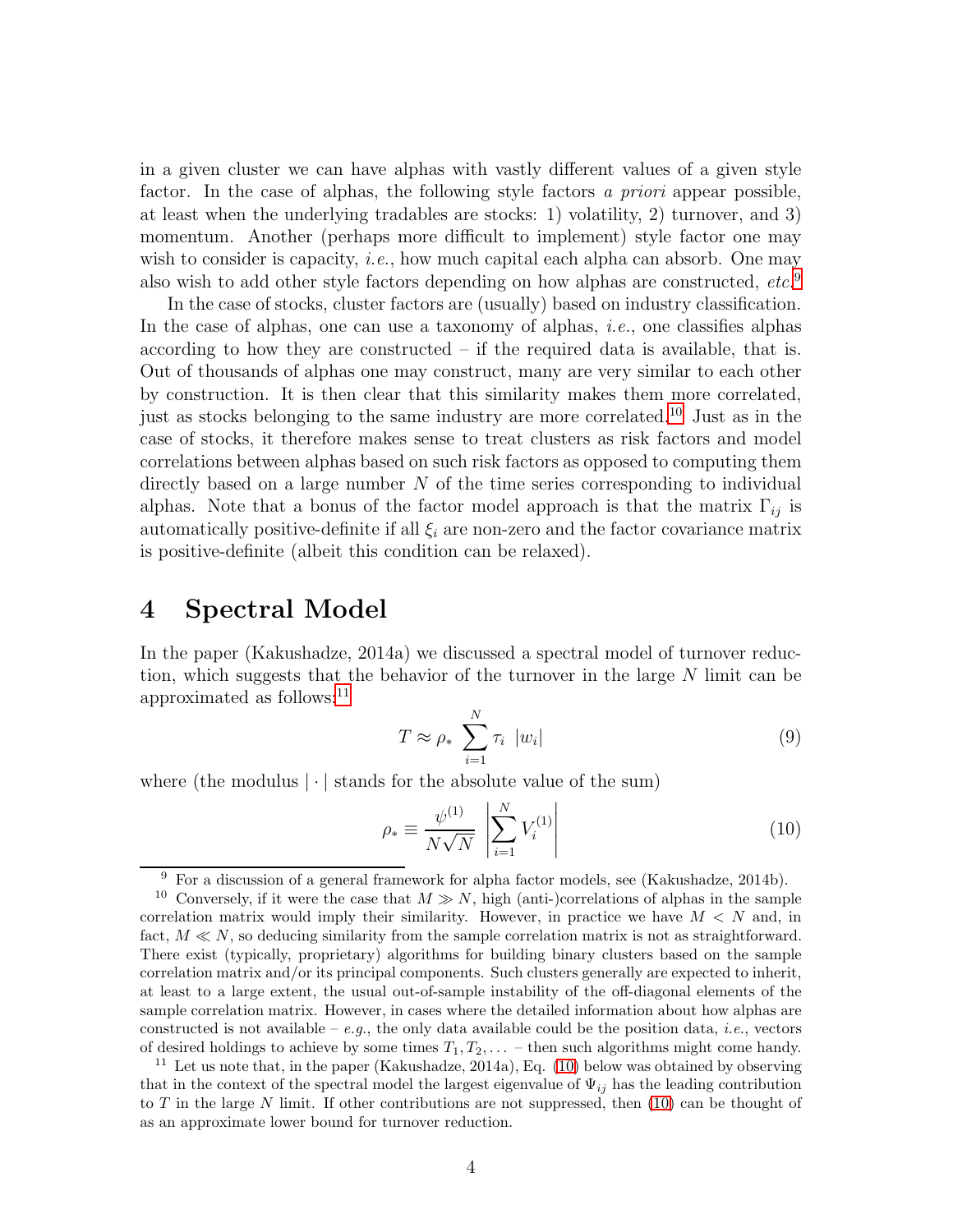in a given cluster we can have alphas with vastly different values of a given style factor. In the case of alphas, the following style factors *a priori* appear possible, at least when the underlying tradables are stocks: 1) volatility, 2) turnover, and 3) momentum. Another (perhaps more difficult to implement) style factor one may wish to consider is capacity, *i.e.*, how much capital each alpha can absorb. One may also wish to add other style factors depending on how alphas are constructed, *etc.*[9]

In the case of stocks, cluster factors are (usually) based on industry classification. In the case of alphas, one can use a taxonomy of alphas, *i.e.*, one classifies alphas according to how they are constructed – if the required data is available, that is. Out of thousands of alphas one may construct, many are very similar to each other by construction. It is then clear that this similarity makes them more correlated, just as stocks belonging to the same industry are more correlated.[10] Just as in the case of stocks, it therefore makes sense to treat clusters as risk factors and model correlations between alphas based on such risk factors as opposed to computing them directly based on a large number $N$ of the time series corresponding to individual alphas. Note that a bonus of the factor model approach is that the matrix $\Gamma_{ij}$ is automatically positive-definite if all $\xi_i$ are non-zero and the factor covariance matrix is positive-definite (albeit this condition can be relaxed).

# 4 Spectral Model

In the paper (Kakushadze, 2014a) we discussed a spectral model of turnover reduction, which suggests that the behavior of the turnover in the large $N$ limit can be approximated as follows:[11]

$$T \approx \rho_* \sum_{i=1}^{N} \tau_i \; |w_i| \tag{9}$$

where (the modulus $|\cdot|$ stands for the absolute value of the sum)

$$\rho_* \equiv \frac{\psi^{(1)}}{N\sqrt{N}} \left| \sum_{i=1}^{N} V_i^{(1)} \right| \tag{10}$$

---

[9] For a discussion of a general framework for alpha factor models, see (Kakushadze, 2014b).

[10] Conversely, if it were the case that $M \gg N$, high (anti-)correlations of alphas in the sample correlation matrix would imply their similarity. However, in practice we have $M < N$ and, in fact, $M \ll N$, so deducing similarity from the sample correlation matrix is not as straightforward. There exist (typically, proprietary) algorithms for building binary clusters based on the sample correlation matrix and/or its principal components. Such clusters generally are expected to inherit, at least to a large extent, the usual out-of-sample instability of the off-diagonal elements of the sample correlation matrix. However, in cases where the detailed information about how alphas are constructed is not available – *e.g.*, the only data available could be the position data, *i.e.*, vectors of desired holdings to achieve by some times $T_1, T_2, \dots$ – then such algorithms might come handy.

[11] Let us note that, in the paper (Kakushadze, 2014a), Eq. (10) below was obtained by observing that in the context of the spectral model the largest eigenvalue of $\Psi_{ij}$ has the leading contribution to $T$ in the large $N$ limit. If other contributions are not suppressed, then (10) can be thought of as an approximate lower bound for turnover reduction.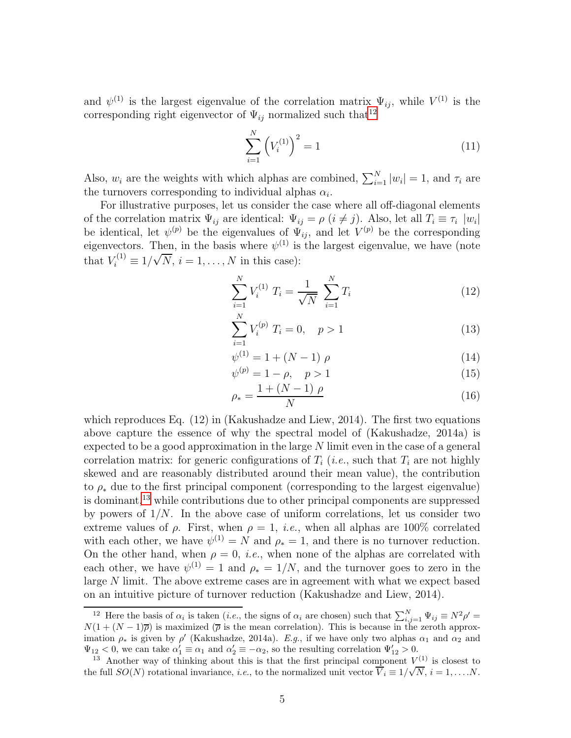and $\psi^{(1)}$ is the largest eigenvalue of the correlation matrix $\Psi_{ij}$, while $V^{(1)}$ is the corresponding right eigenvector of $\Psi_{ij}$ normalized such that[12]

$$\sum_{i=1}^{N} \left(V_i^{(1)}\right)^2 = 1 \tag{11}$$

Also, $w_i$ are the weights with which alphas are combined, $\sum_{i=1}^{N} |w_i| = 1$, and $\tau_i$ are the turnovers corresponding to individual alphas $\alpha_i$.

For illustrative purposes, let us consider the case where all off-diagonal elements of the correlation matrix $\Psi_{ij}$ are identical: $\Psi_{ij} = \rho$ $(i \neq j)$. Also, let all $T_i \equiv \tau_i \ |w_i|$ be identical, let $\psi^{(p)}$ be the eigenvalues of $\Psi_{ij}$, and let $V^{(p)}$ be the corresponding eigenvectors. Then, in the basis where $\psi^{(1)}$ is the largest eigenvalue, we have (note that $V_i^{(1)} \equiv 1/\sqrt{N}$, $i = 1, \dots, N$ in this case):

$$\sum_{i=1}^{N} V_i^{(1)} \ T_i = \frac{1}{\sqrt{N}} \ \sum_{i=1}^{N} T_i \tag{12}$$

$$\sum_{i=1}^{N} V_i^{(p)} \ T_i = 0, \quad p > 1 \tag{13}$$

$$\psi^{(1)} = 1 + (N-1) \ \rho \tag{14}$$

$$\psi^{(p)} = 1 - \rho, \quad p > 1 \tag{15}$$

$$\rho_* = \frac{1 + (N-1) \ \rho}{N} \tag{16}$$

which reproduces Eq. (12) in (Kakushadze and Liew, 2014). The first two equations above capture the essence of why the spectral model of (Kakushadze, 2014a) is expected to be a good approximation in the large $N$ limit even in the case of a general correlation matrix: for generic configurations of $T_i$ (*i.e.*, such that $T_i$ are not highly skewed and are reasonably distributed around their mean value), the contribution to $\rho_*$ due to the first principal component (corresponding to the largest eigenvalue) is dominant,[13] while contributions due to other principal components are suppressed by powers of $1/N$. In the above case of uniform correlations, let us consider two extreme values of $\rho$. First, when $\rho = 1$, *i.e.*, when all alphas are 100% correlated with each other, we have $\psi^{(1)} = N$ and $\rho_* = 1$, and there is no turnover reduction. On the other hand, when $\rho = 0$, *i.e.*, when none of the alphas are correlated with each other, we have $\psi^{(1)} = 1$ and $\rho_* = 1/N$, and the turnover goes to zero in the large $N$ limit. The above extreme cases are in agreement with what we expect based on an intuitive picture of turnover reduction (Kakushadze and Liew, 2014).

---

[12] Here the basis of $\alpha_i$ is taken (*i.e.*, the signs of $\alpha_i$ are chosen) such that $\sum_{i,j=1}^{N} \Psi_{ij} \equiv N^2 \rho' = N(1 + (N-1)\overline{\rho})$ is maximized ($\overline{\rho}$ is the mean correlation). This is because in the zeroth approximation $\rho_*$ is given by $\rho'$ (Kakushadze, 2014a). *E.g.*, if we have only two alphas $\alpha_1$ and $\alpha_2$ and $\Psi_{12} < 0$, we can take $\alpha'_1 \equiv \alpha_1$ and $\alpha'_2 \equiv -\alpha_2$, so the resulting correlation $\Psi'_{12} > 0$.

[13] Another way of thinking about this is that the first principal component $V^{(1)}$ is closest to the full $SO(N)$ rotational invariance, *i.e.*, to the normalized unit vector $\overline{V}_i \equiv 1/\sqrt{N}$, $i = 1, \dots N$.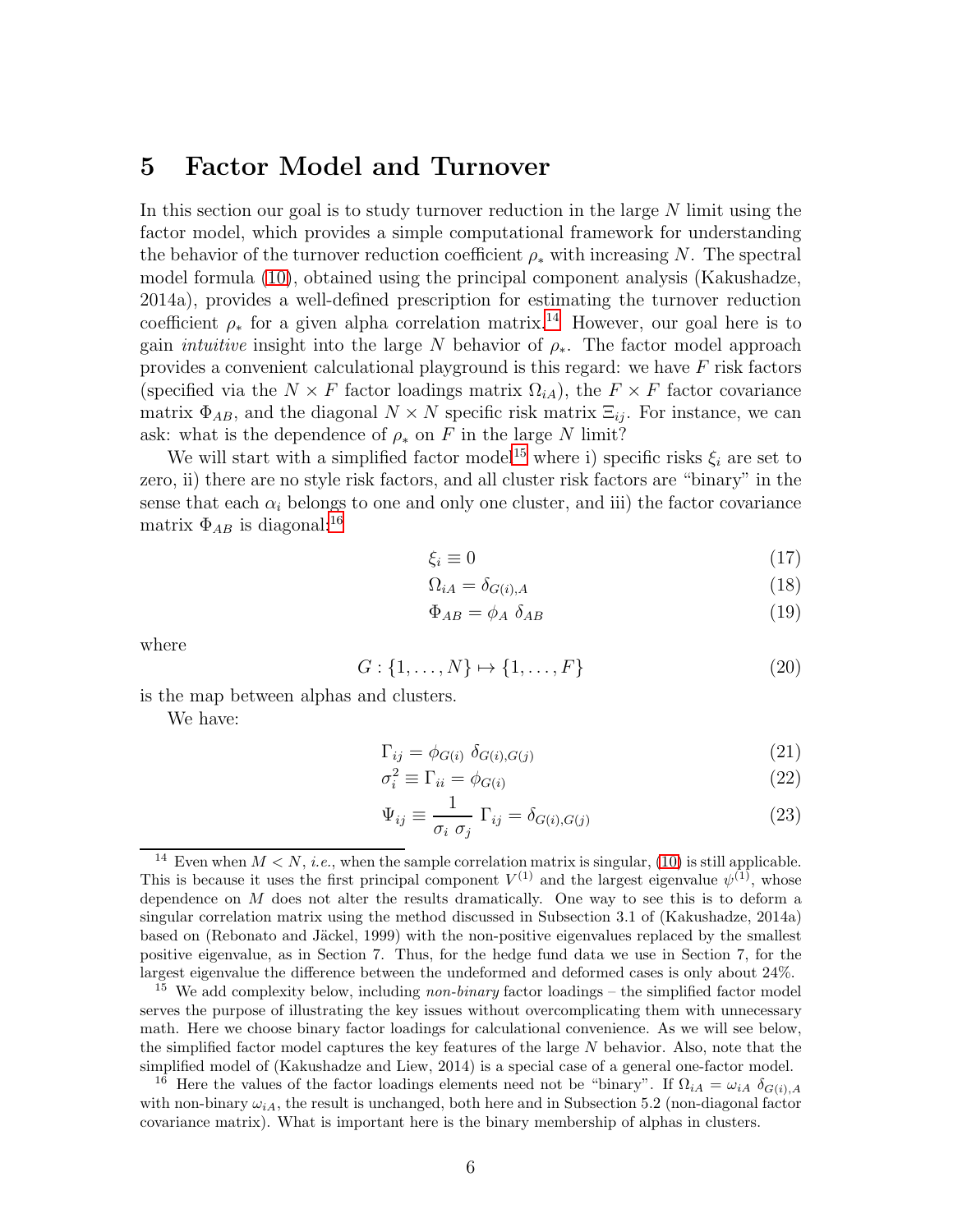# 5 Factor Model and Turnover

In this section our goal is to study turnover reduction in the large $N$ limit using the factor model, which provides a simple computational framework for understanding the behavior of the turnover reduction coefficient $\rho_*$ with increasing $N$. The spectral model formula (10), obtained using the principal component analysis (Kakushadze, 2014a), provides a well-defined prescription for estimating the turnover reduction coefficient $\rho_*$ for a given alpha correlation matrix.[14] However, our goal here is to gain *intuitive* insight into the large $N$ behavior of $\rho_*$. The factor model approach provides a convenient calculational playground is this regard: we have $F$ risk factors (specified via the $N \times F$ factor loadings matrix $\Omega_{iA}$), the $F \times F$ factor covariance matrix $\Phi_{AB}$, and the diagonal $N \times N$ specific risk matrix $\Xi_{ij}$. For instance, we can ask: what is the dependence of $\rho_*$ on $F$ in the large $N$ limit?

We will start with a simplified factor model[15] where i) specific risks $\xi_i$ are set to zero, ii) there are no style risk factors, and all cluster risk factors are "binary" in the sense that each $\alpha_i$ belongs to one and only one cluster, and iii) the factor covariance matrix $\Phi_{AB}$ is diagonal:[16]

$$\xi_i \equiv 0 \tag{17}$$

$$\Omega_{iA} = \delta_{G(i),A} \tag{18}$$

$$\Phi_{AB} = \phi_A \ \delta_{AB} \tag{19}$$

where

$$G : \{1, \dots, N\} \mapsto \{1, \dots, F\} \tag{20}$$

is the map between alphas and clusters.

We have:

$$\Gamma_{ij} = \phi_{G(i)} \ \delta_{G(i),G(j)} \tag{21}$$

$$\sigma_i^2 \equiv \Gamma_{ii} = \phi_{G(i)} \tag{22}$$

$$\Psi_{ij} \equiv \frac{1}{\sigma_i \ \sigma_j} \ \Gamma_{ij} = \delta_{G(i),G(j)} \tag{23}$$

[14] Even when $M < N$, *i.e.*, when the sample correlation matrix is singular, (10) is still applicable. This is because it uses the first principal component $V^{(1)}$ and the largest eigenvalue $\psi^{(1)}$, whose dependence on $M$ does not alter the results dramatically. One way to see this is to deform a singular correlation matrix using the method discussed in Subsection 3.1 of (Kakushadze, 2014a) based on (Rebonato and Jäckel, 1999) with the non-positive eigenvalues replaced by the smallest positive eigenvalue, as in Section 7. Thus, for the hedge fund data we use in Section 7, for the largest eigenvalue the difference between the undeformed and deformed cases is only about 24%.

[15] We add complexity below, including *non-binary* factor loadings – the simplified factor model serves the purpose of illustrating the key issues without overcomplicating them with unnecessary math. Here we choose binary factor loadings for calculational convenience. As we will see below, the simplified factor model captures the key features of the large $N$ behavior. Also, note that the simplified model of (Kakushadze and Liew, 2014) is a special case of a general one-factor model.

[16] Here the values of the factor loadings elements need not be "binary". If $\Omega_{iA} = \omega_{iA} \ \delta_{G(i),A}$ with non-binary $\omega_{iA}$, the result is unchanged, both here and in Subsection 5.2 (non-diagonal factor covariance matrix). What is important here is the binary membership of alphas in clusters.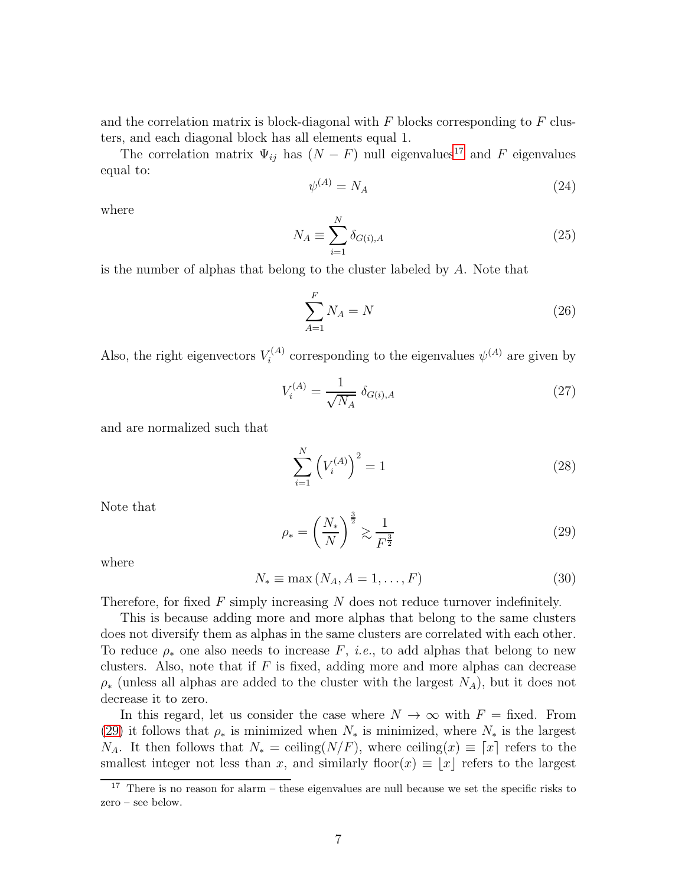and the correlation matrix is block-diagonal with $F$ blocks corresponding to $F$ clusters, and each diagonal block has all elements equal 1.

The correlation matrix $\Psi_{ij}$ has $(N - F)$ null eigenvalues[17] and $F$ eigenvalues equal to:

$$\psi^{(A)} = N_A \tag{24}$$

where

$$N_A \equiv \sum_{i=1}^{N} \delta_{G(i),A} \tag{25}$$

is the number of alphas that belong to the cluster labeled by $A$. Note that

$$\sum_{A=1}^{F} N_A = N \tag{26}$$

Also, the right eigenvectors $V_i^{(A)}$ corresponding to the eigenvalues $\psi^{(A)}$ are given by

$$V_i^{(A)} = \frac{1}{\sqrt{N_A}} \, \delta_{G(i),A} \tag{27}$$

and are normalized such that

$$\sum_{i=1}^{N} \left(V_i^{(A)}\right)^2 = 1 \tag{28}$$

Note that

$$\rho_* = \left(\frac{N_*}{N}\right)^{\frac{3}{2}} \gtrsim \frac{1}{F^{\frac{3}{2}}} \tag{29}$$

where

$$N_* \equiv \max\left(N_A, A = 1, \dots, F\right) \tag{30}$$

Therefore, for fixed $F$ simply increasing $N$ does not reduce turnover indefinitely.

This is because adding more and more alphas that belong to the same clusters does not diversify them as alphas in the same clusters are correlated with each other. To reduce $\rho_*$ one also needs to increase $F$, *i.e.*, to add alphas that belong to new clusters. Also, note that if $F$ is fixed, adding more and more alphas can decrease $\rho_*$ (unless all alphas are added to the cluster with the largest $N_A$), but it does not decrease it to zero.

In this regard, let us consider the case where $N \to \infty$ with $F$ = fixed. From (29) it follows that $\rho_*$ is minimized when $N_*$ is minimized, where $N_*$ is the largest $N_A$. It then follows that $N_* = \text{ceiling}(N/F)$, where $\text{ceiling}(x) \equiv \lceil x \rceil$ refers to the smallest integer not less than $x$, and similarly $\text{floor}(x) \equiv \lfloor x \rfloor$ refers to the largest

[17] There is no reason for alarm – these eigenvalues are null because we set the specific risks to zero – see below.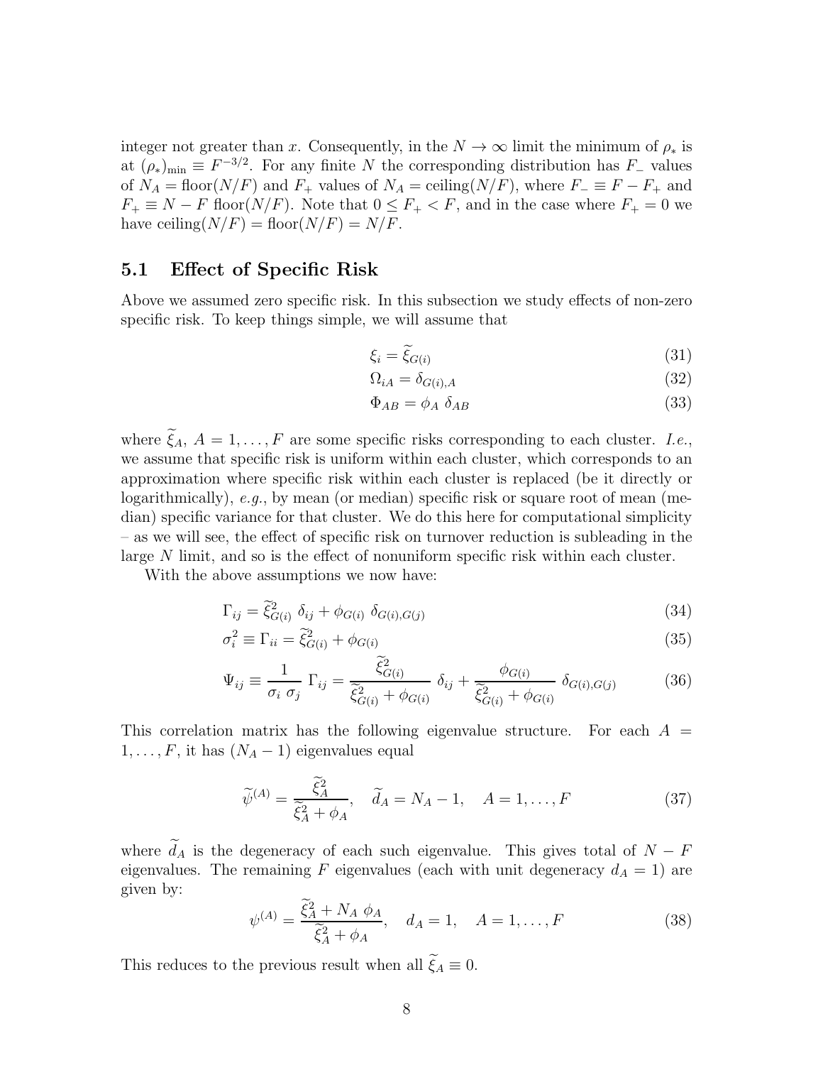integer not greater than $x$. Consequently, in the $N \to \infty$ limit the minimum of $\rho_*$ is at $(\rho_*)_{\min} \equiv F^{-3/2}$. For any finite $N$ the corresponding distribution has $F_-$ values of $N_A = \text{floor}(N/F)$ and $F_+$ values of $N_A = \text{ceiling}(N/F)$, where $F_- \equiv F - F_+$ and $F_+ \equiv N - F\ \text{floor}(N/F)$. Note that $0 \leq F_+ < F$, and in the case where $F_+ = 0$ we have $\text{ceiling}(N/F) = \text{floor}(N/F) = N/F$.

### 5.1 Effect of Specific Risk

Above we assumed zero specific risk. In this subsection we study effects of non-zero specific risk. To keep things simple, we will assume that

$$\xi_i = \widetilde{\xi}_{G(i)} \tag{31}$$

$$\Omega_{iA} = \delta_{G(i),A} \tag{32}$$

$$\Phi_{AB} = \phi_A\ \delta_{AB} \tag{33}$$

where $\widetilde{\xi}_A$, $A = 1, \dots, F$ are some specific risks corresponding to each cluster. *I.e.*, we assume that specific risk is uniform within each cluster, which corresponds to an approximation where specific risk within each cluster is replaced (be it directly or logarithmically), *e.g.*, by mean (or median) specific risk or square root of mean (median) specific variance for that cluster. We do this here for computational simplicity – as we will see, the effect of specific risk on turnover reduction is subleading in the large $N$ limit, and so is the effect of nonuniform specific risk within each cluster.

With the above assumptions we now have:

$$\Gamma_{ij} = \widetilde{\xi}^2_{G(i)}\ \delta_{ij} + \phi_{G(i)}\ \delta_{G(i),G(j)} \tag{34}$$

$$\sigma_i^2 \equiv \Gamma_{ii} = \widetilde{\xi}^2_{G(i)} + \phi_{G(i)} \tag{35}$$

$$\Psi_{ij} \equiv \frac{1}{\sigma_i\ \sigma_j}\ \Gamma_{ij} = \frac{\widetilde{\xi}^2_{G(i)}}{\widetilde{\xi}^2_{G(i)} + \phi_{G(i)}}\ \delta_{ij} + \frac{\phi_{G(i)}}{\widetilde{\xi}^2_{G(i)} + \phi_{G(i)}}\ \delta_{G(i),G(j)} \tag{36}$$

This correlation matrix has the following eigenvalue structure. For each $A = 1, \dots, F$, it has $(N_A - 1)$ eigenvalues equal

$$\widetilde{\psi}^{(A)} = \frac{\widetilde{\xi}^2_A}{\widetilde{\xi}^2_A + \phi_A}, \quad \widetilde{d}_A = N_A - 1, \quad A = 1, \dots, F \tag{37}$$

where $\widetilde{d}_A$ is the degeneracy of each such eigenvalue. This gives total of $N - F$ eigenvalues. The remaining $F$ eigenvalues (each with unit degeneracy $d_A = 1$) are given by:

$$\psi^{(A)} = \frac{\widetilde{\xi}^2_A + N_A\ \phi_A}{\widetilde{\xi}^2_A + \phi_A}, \quad d_A = 1, \quad A = 1, \dots, F \tag{38}$$

This reduces to the previous result when all $\widetilde{\xi}_A \equiv 0$.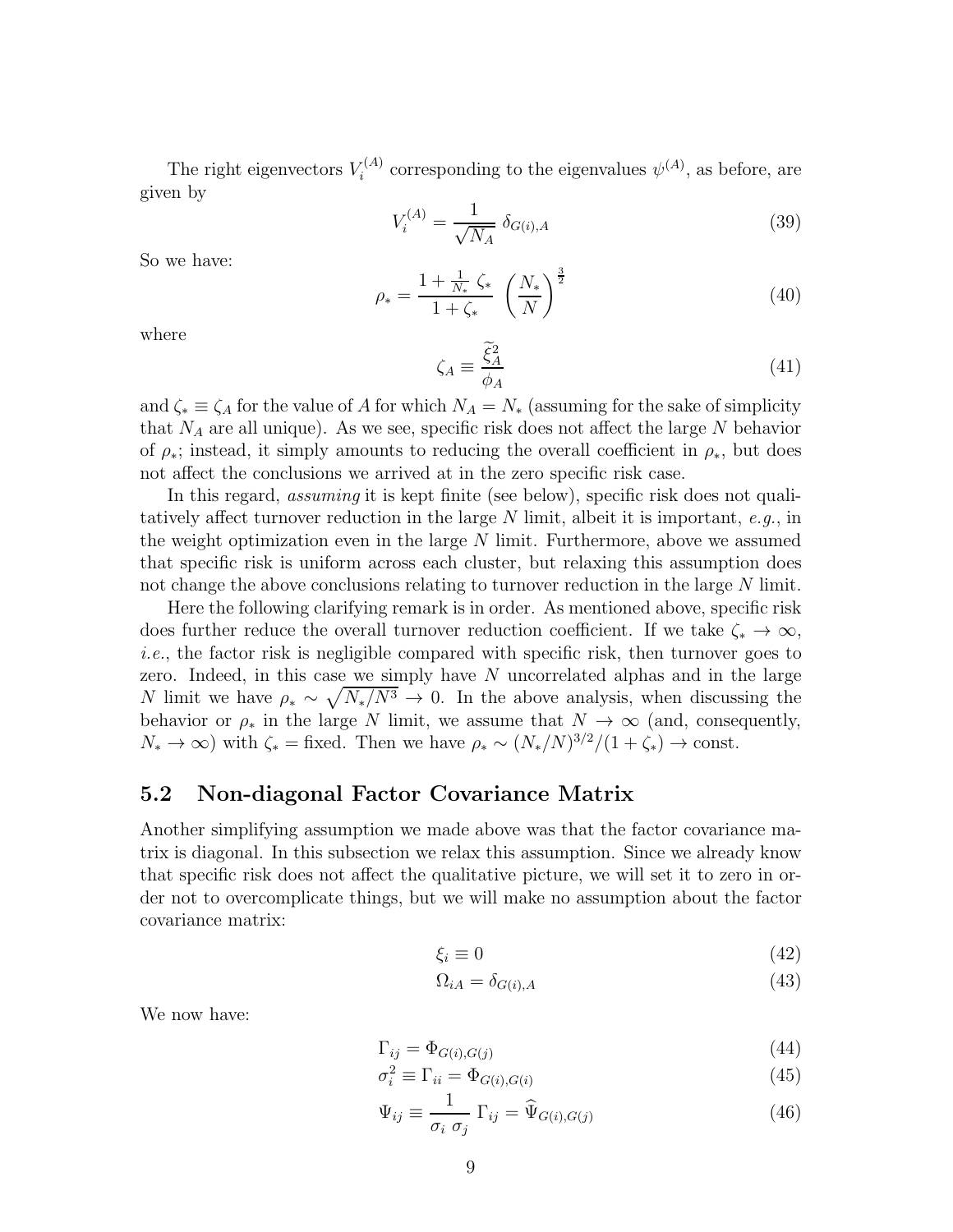The right eigenvectors $V_i^{(A)}$ corresponding to the eigenvalues $\psi^{(A)}$, as before, are given by

$$V_i^{(A)} = \frac{1}{\sqrt{N_A}}\ \delta_{G(i),A} \tag{39}$$

So we have:

$$\rho_* = \frac{1 + \frac{1}{N_*}\ \zeta_*}{1 + \zeta_*}\ \left(\frac{N_*}{N}\right)^{\frac{3}{2}} \tag{40}$$

where

$$\zeta_A \equiv \frac{\widetilde{\xi}_A^2}{\phi_A} \tag{41}$$

and $\zeta_* \equiv \zeta_A$ for the value of $A$ for which $N_A = N_*$ (assuming for the sake of simplicity that $N_A$ are all unique). As we see, specific risk does not affect the large $N$ behavior of $\rho_*$; instead, it simply amounts to reducing the overall coefficient in $\rho_*$, but does not affect the conclusions we arrived at in the zero specific risk case.

In this regard, *assuming* it is kept finite (see below), specific risk does not qualitatively affect turnover reduction in the large $N$ limit, albeit it is important, *e.g.*, in the weight optimization even in the large $N$ limit. Furthermore, above we assumed that specific risk is uniform across each cluster, but relaxing this assumption does not change the above conclusions relating to turnover reduction in the large $N$ limit.

Here the following clarifying remark is in order. As mentioned above, specific risk does further reduce the overall turnover reduction coefficient. If we take $\zeta_* \rightarrow \infty$, *i.e.*, the factor risk is negligible compared with specific risk, then turnover goes to zero. Indeed, in this case we simply have $N$ uncorrelated alphas and in the large $N$ limit we have $\rho_* \sim \sqrt{N_*/N^3} \rightarrow 0$. In the above analysis, when discussing the behavior or $\rho_*$ in the large $N$ limit, we assume that $N \rightarrow \infty$ (and, consequently, $N_* \rightarrow \infty$) with $\zeta_* =$ fixed. Then we have $\rho_* \sim (N_*/N)^{3/2}/(1 + \zeta_*) \rightarrow$ const.

## 5.2 Non-diagonal Factor Covariance Matrix

Another simplifying assumption we made above was that the factor covariance matrix is diagonal. In this subsection we relax this assumption. Since we already know that specific risk does not affect the qualitative picture, we will set it to zero in order not to overcomplicate things, but we will make no assumption about the factor covariance matrix:

$$\xi_i \equiv 0 \tag{42}$$

$$\Omega_{iA} = \delta_{G(i),A} \tag{43}$$

We now have:

$$\Gamma_{ij} = \Phi_{G(i),G(j)} \tag{44}$$

$$\sigma_i^2 \equiv \Gamma_{ii} = \Phi_{G(i),G(i)} \tag{45}$$

$$\Psi_{ij} \equiv \frac{1}{\sigma_i\ \sigma_j}\ \Gamma_{ij} = \widehat{\Psi}_{G(i),G(j)} \tag{46}$$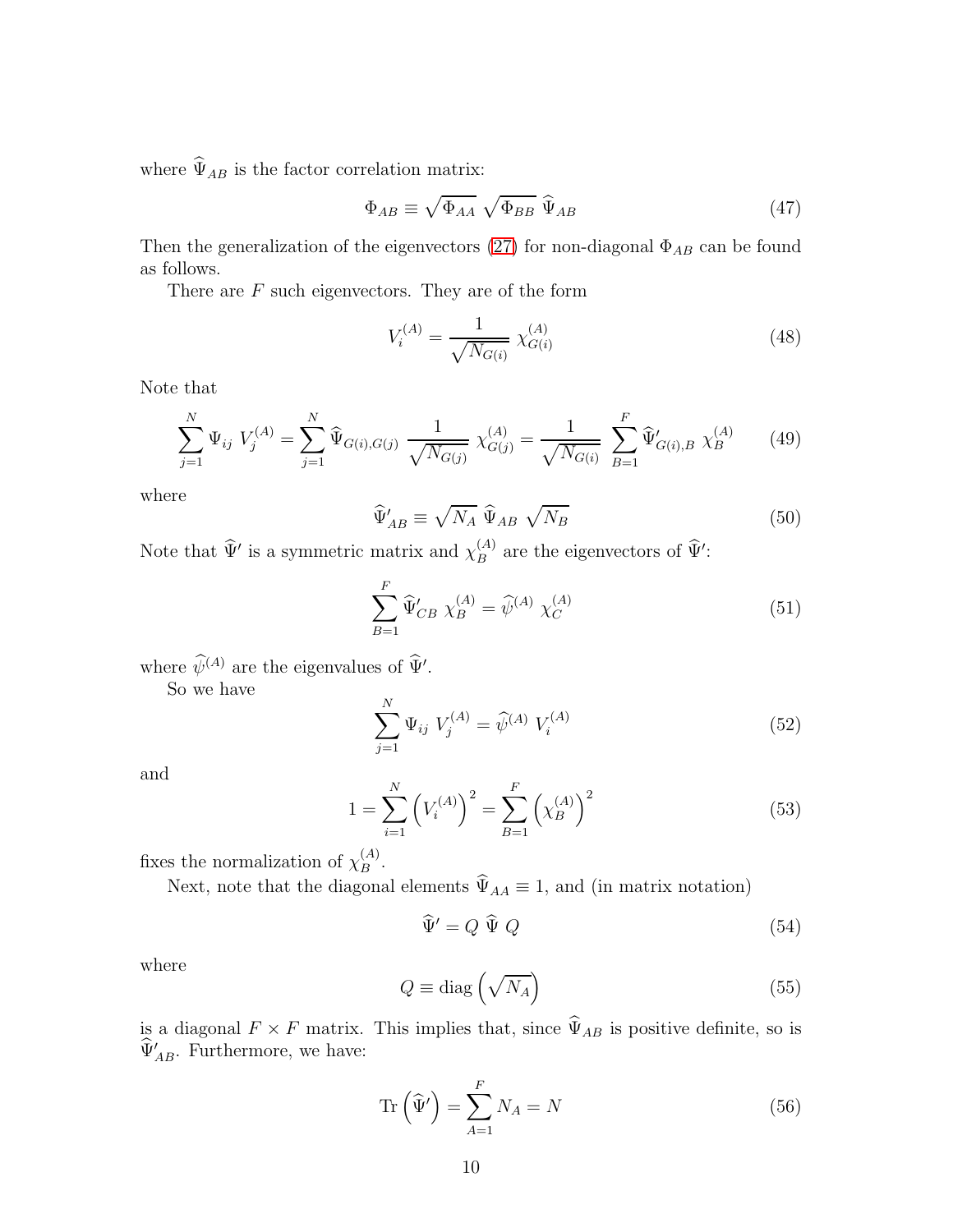where $\widehat{\Psi}_{AB}$ is the factor correlation matrix:

$$\Phi_{AB} \equiv \sqrt{\Phi_{AA}}\ \sqrt{\Phi_{BB}}\ \widehat{\Psi}_{AB} \tag{47}$$

Then the generalization of the eigenvectors (27) for non-diagonal $\Phi_{AB}$ can be found as follows.

There are $F$ such eigenvectors. They are of the form

$$V_i^{(A)} = \frac{1}{\sqrt{N_{G(i)}}}\ \chi_{G(i)}^{(A)} \tag{48}$$

Note that

$$\sum_{j=1}^{N} \Psi_{ij}\ V_j^{(A)} = \sum_{j=1}^{N} \widehat{\Psi}_{G(i),G(j)}\ \frac{1}{\sqrt{N_{G(j)}}}\ \chi_{G(j)}^{(A)} = \frac{1}{\sqrt{N_{G(i)}}}\ \sum_{B=1}^{F} \widehat{\Psi}'_{G(i),B}\ \chi_B^{(A)} \tag{49}$$

where

$$\widehat{\Psi}'_{AB} \equiv \sqrt{N_A}\ \widehat{\Psi}_{AB}\ \sqrt{N_B} \tag{50}$$

Note that $\widehat{\Psi}'$ is a symmetric matrix and $\chi_B^{(A)}$ are the eigenvectors of $\widehat{\Psi}'$:

$$\sum_{B=1}^{F} \widehat{\Psi}'_{CB}\ \chi_B^{(A)} = \widehat{\psi}^{(A)}\ \chi_C^{(A)} \tag{51}$$

where $\widehat{\psi}^{(A)}$ are the eigenvalues of $\widehat{\Psi}'$.

So we have

$$\sum_{j=1}^{N} \Psi_{ij}\ V_j^{(A)} = \widehat{\psi}^{(A)}\ V_i^{(A)} \tag{52}$$

and

$$1 = \sum_{i=1}^{N} \left(V_i^{(A)}\right)^2 = \sum_{B=1}^{F} \left(\chi_B^{(A)}\right)^2 \tag{53}$$

fixes the normalization of $\chi_B^{(A)}$.

Next, note that the diagonal elements $\widehat{\Psi}_{AA} \equiv 1$, and (in matrix notation)

$$\widehat{\Psi}' = Q\ \widehat{\Psi}\ Q \tag{54}$$

where

$$Q \equiv \mathrm{diag}\left(\sqrt{N_A}\right) \tag{55}$$

is a diagonal $F \times F$ matrix. This implies that, since $\widehat{\Psi}_{AB}$ is positive definite, so is $\widehat{\Psi}'_{AB}$. Furthermore, we have:

$$\mathrm{Tr}\left(\widehat{\Psi}'\right) = \sum_{A=1}^{F} N_A = N \tag{56}$$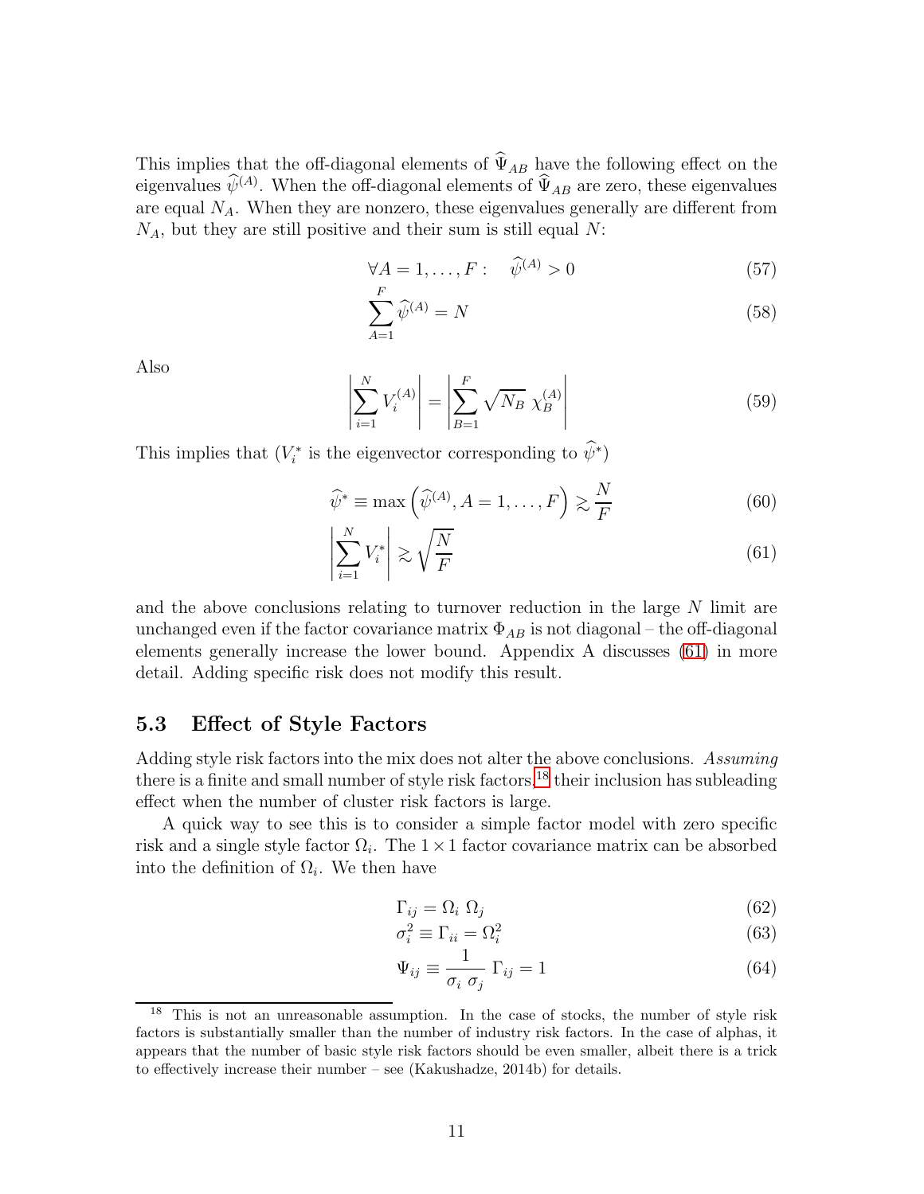This implies that the off-diagonal elements of $\widehat{\Psi}_{AB}$ have the following effect on the eigenvalues $\widehat{\psi}^{(A)}$. When the off-diagonal elements of $\widehat{\Psi}_{AB}$ are zero, these eigenvalues are equal $N_A$. When they are nonzero, these eigenvalues generally are different from $N_A$, but they are still positive and their sum is still equal $N$:

$$\forall A = 1, \dots, F: \quad \widehat{\psi}^{(A)} > 0 \tag{57}$$

$$\sum_{A=1}^{F} \widehat{\psi}^{(A)} = N \tag{58}$$

Also

$$\left| \sum_{i=1}^{N} V_i^{(A)} \right| = \left| \sum_{B=1}^{F} \sqrt{N_B} \ \chi_B^{(A)} \right| \tag{59}$$

This implies that ($V_i^*$ is the eigenvector corresponding to $\widehat{\psi}^*$)

$$\widehat{\psi}^* \equiv \max \left( \widehat{\psi}^{(A)}, A = 1, \dots, F \right) \gtrsim \frac{N}{F} \tag{60}$$

$$\left| \sum_{i=1}^{N} V_i^* \right| \gtrsim \sqrt{\frac{N}{F}} \tag{61}$$

and the above conclusions relating to turnover reduction in the large $N$ limit are unchanged even if the factor covariance matrix $\Phi_{AB}$ is not diagonal – the off-diagonal elements generally increase the lower bound. Appendix A discusses (61) in more detail. Adding specific risk does not modify this result.

### 5.3 Effect of Style Factors

Adding style risk factors into the mix does not alter the above conclusions. *Assuming* there is a finite and small number of style risk factors,[18] their inclusion has subleading effect when the number of cluster risk factors is large.

A quick way to see this is to consider a simple factor model with zero specific risk and a single style factor $\Omega_i$. The $1 \times 1$ factor covariance matrix can be absorbed into the definition of $\Omega_i$. We then have

$$\Gamma_{ij} = \Omega_i \ \Omega_j \tag{62}$$

$$\sigma_i^2 \equiv \Gamma_{ii} = \Omega_i^2 \tag{63}$$

$$\Psi_{ij} \equiv \frac{1}{\sigma_i \ \sigma_j} \ \Gamma_{ij} = 1 \tag{64}$$

[18] This is not an unreasonable assumption. In the case of stocks, the number of style risk factors is substantially smaller than the number of industry risk factors. In the case of alphas, it appears that the number of basic style risk factors should be even smaller, albeit there is a trick to effectively increase their number – see (Kakushadze, 2014b) for details.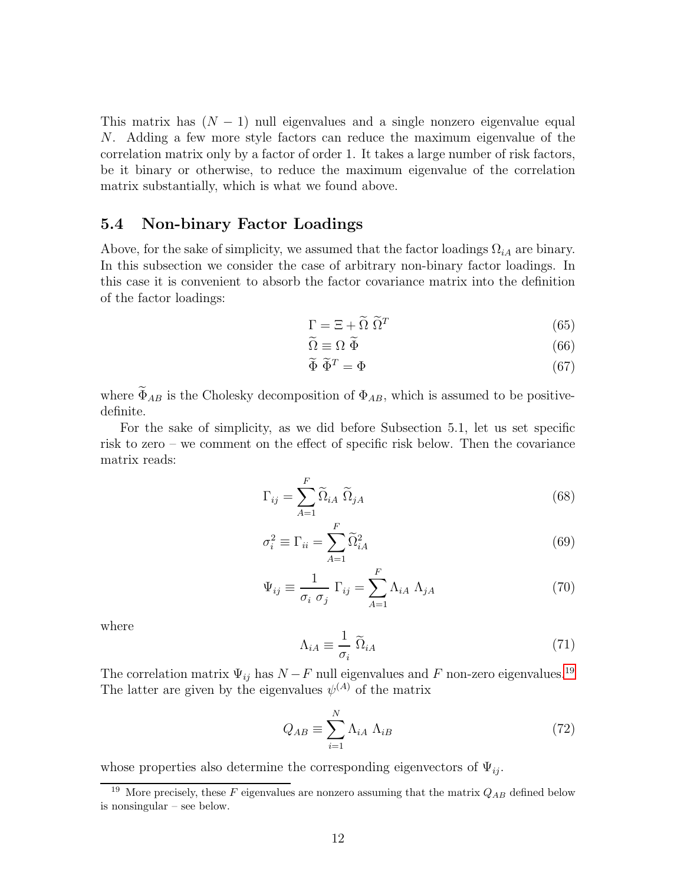This matrix has $(N - 1)$ null eigenvalues and a single nonzero eigenvalue equal $N$. Adding a few more style factors can reduce the maximum eigenvalue of the correlation matrix only by a factor of order 1. It takes a large number of risk factors, be it binary or otherwise, to reduce the maximum eigenvalue of the correlation matrix substantially, which is what we found above.

### 5.4 Non-binary Factor Loadings

Above, for the sake of simplicity, we assumed that the factor loadings $\Omega_{iA}$ are binary. In this subsection we consider the case of arbitrary non-binary factor loadings. In this case it is convenient to absorb the factor covariance matrix into the definition of the factor loadings:

$$\Gamma = \Xi + \widetilde{\Omega}\ \widetilde{\Omega}^T \tag{65}$$

$$\widetilde{\Omega} \equiv \Omega\ \widetilde{\Phi} \tag{66}$$

$$\widetilde{\Phi}\ \widetilde{\Phi}^T = \Phi \tag{67}$$

where $\widetilde{\Phi}_{AB}$ is the Cholesky decomposition of $\Phi_{AB}$, which is assumed to be positive-definite.

For the sake of simplicity, as we did before Subsection 5.1, let us set specific risk to zero – we comment on the effect of specific risk below. Then the covariance matrix reads:

$$\Gamma_{ij} = \sum_{A=1}^{F} \widetilde{\Omega}_{iA}\ \widetilde{\Omega}_{jA} \tag{68}$$

$$\sigma_i^2 \equiv \Gamma_{ii} = \sum_{A=1}^{F} \widetilde{\Omega}_{iA}^2 \tag{69}$$

$$\Psi_{ij} \equiv \frac{1}{\sigma_i\ \sigma_j}\ \Gamma_{ij} = \sum_{A=1}^{F} \Lambda_{iA}\ \Lambda_{jA} \tag{70}$$

where

$$\Lambda_{iA} \equiv \frac{1}{\sigma_i}\ \widetilde{\Omega}_{iA} \tag{71}$$

The correlation matrix $\Psi_{ij}$ has $N - F$ null eigenvalues and $F$ non-zero eigenvalues.[19] The latter are given by the eigenvalues $\psi^{(A)}$ of the matrix

$$Q_{AB} \equiv \sum_{i=1}^{N} \Lambda_{iA}\ \Lambda_{iB} \tag{72}$$

whose properties also determine the corresponding eigenvectors of $\Psi_{ij}$.

[19] More precisely, these $F$ eigenvalues are nonzero assuming that the matrix $Q_{AB}$ defined below is nonsingular – see below.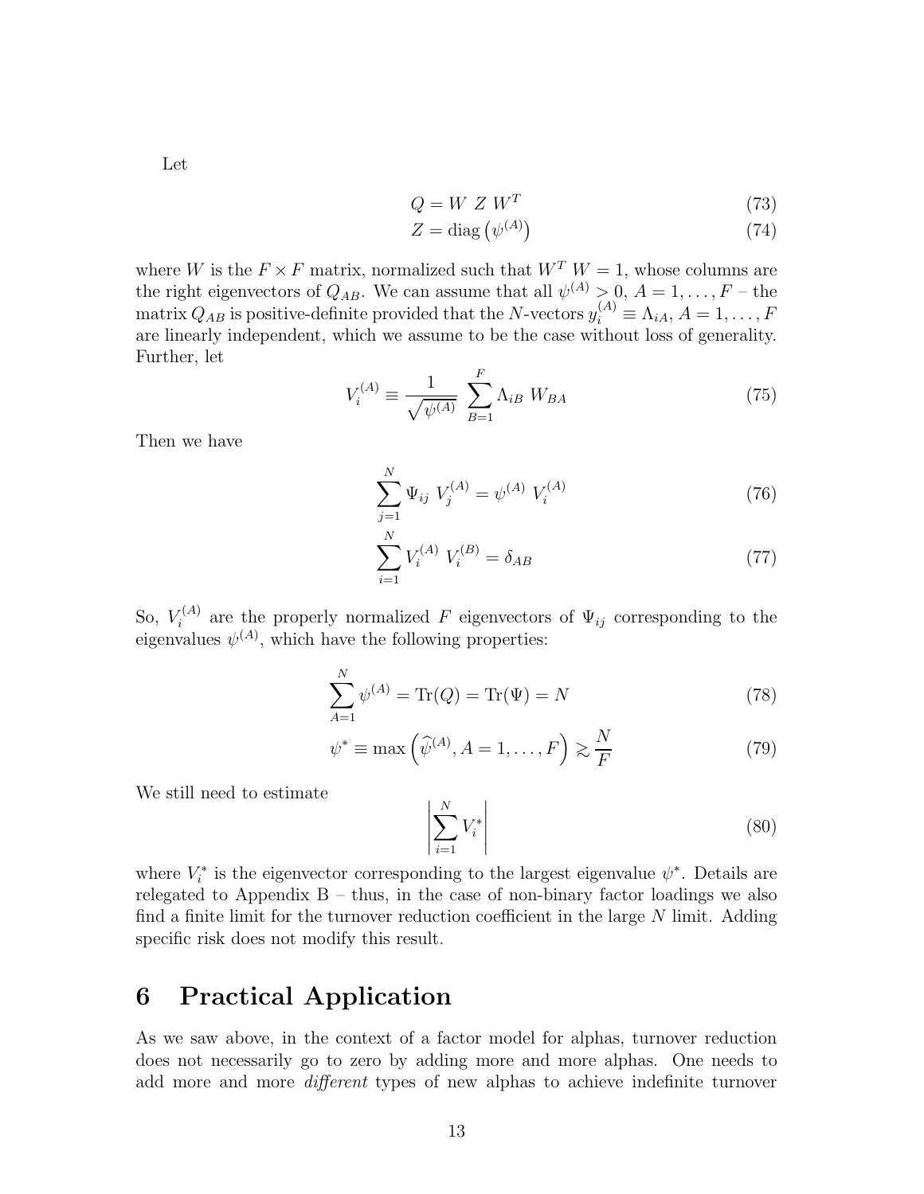Let

$$Q = W \ Z \ W^T \tag{73}$$

$$Z = \text{diag}\left(\psi^{(A)}\right) \tag{74}$$

where $W$ is the $F \times F$ matrix, normalized such that $W^T \ W = 1$, whose columns are the right eigenvectors of $Q_{AB}$. We can assume that all $\psi^{(A)} > 0$, $A = 1, \dots, F$ – the matrix $Q_{AB}$ is positive-definite provided that the $N$-vectors $y_i^{(A)} \equiv \Lambda_{iA}$, $A = 1, \dots, F$ are linearly independent, which we assume to be the case without loss of generality. Further, let

$$V_i^{(A)} \equiv \frac{1}{\sqrt{\psi^{(A)}}} \sum_{B=1}^{F} \Lambda_{iB} \ W_{BA} \tag{75}$$

Then we have

$$\sum_{j=1}^{N} \Psi_{ij} \ V_j^{(A)} = \psi^{(A)} \ V_i^{(A)} \tag{76}$$

$$\sum_{i=1}^{N} V_i^{(A)} \ V_i^{(B)} = \delta_{AB} \tag{77}$$

So, $V_i^{(A)}$ are the properly normalized $F$ eigenvectors of $\Psi_{ij}$ corresponding to the eigenvalues $\psi^{(A)}$, which have the following properties:

$$\sum_{A=1}^{N} \psi^{(A)} = \text{Tr}(Q) = \text{Tr}(\Psi) = N \tag{78}$$

$$\psi^* \equiv \max\left(\widehat{\psi}^{(A)}, A = 1, \dots, F\right) \gtrsim \frac{N}{F} \tag{79}$$

We still need to estimate

$$\left| \sum_{i=1}^{N} V_i^* \right| \tag{80}$$

where $V_i^*$ is the eigenvector corresponding to the largest eigenvalue $\psi^*$. Details are relegated to Appendix B – thus, in the case of non-binary factor loadings we also find a finite limit for the turnover reduction coefficient in the large $N$ limit. Adding specific risk does not modify this result.

# 6 Practical Application

As we saw above, in the context of a factor model for alphas, turnover reduction does not necessarily go to zero by adding more and more alphas. One needs to add more and more *different* types of new alphas to achieve indefinite turnover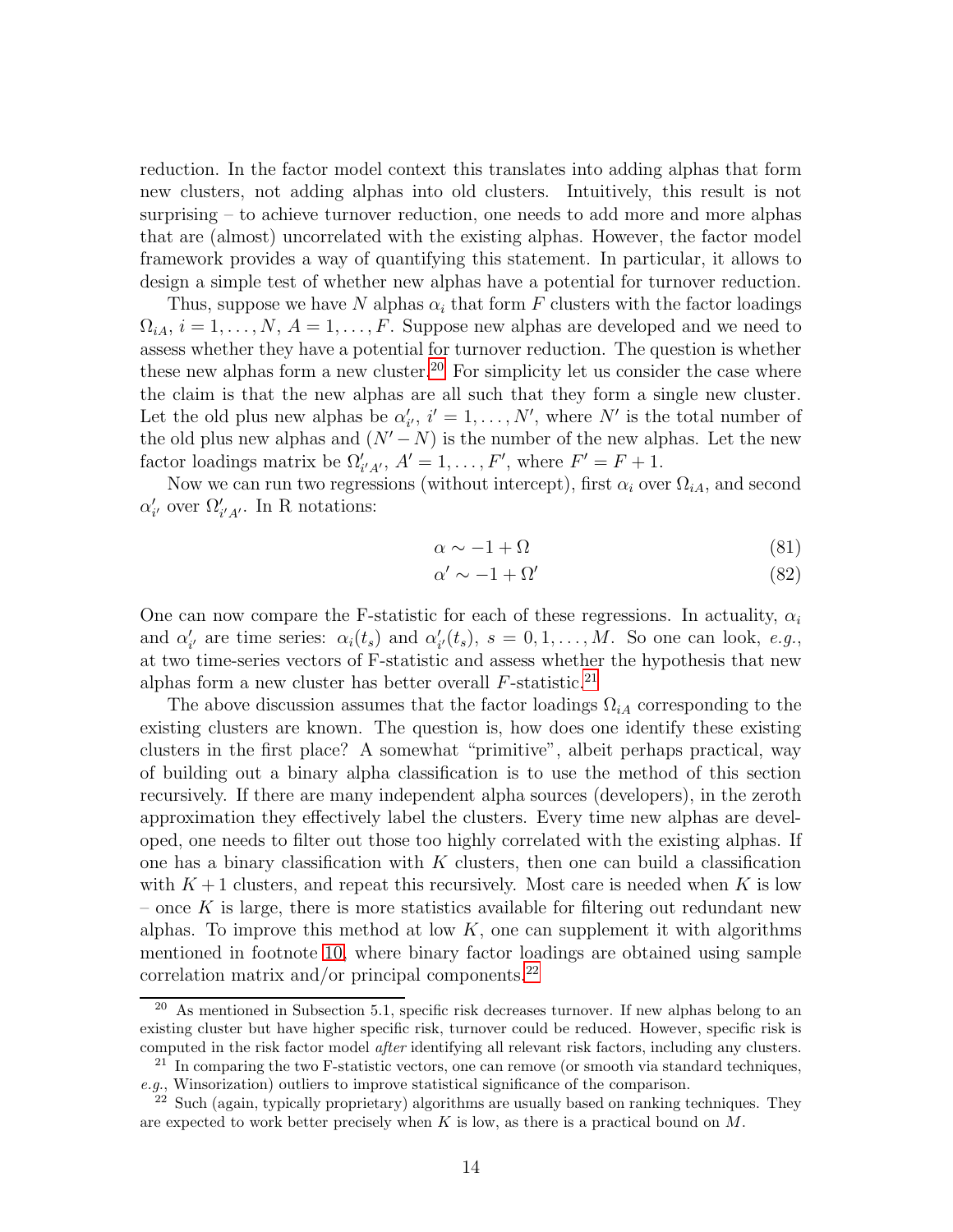reduction. In the factor model context this translates into adding alphas that form new clusters, not adding alphas into old clusters. Intuitively, this result is not surprising – to achieve turnover reduction, one needs to add more and more alphas that are (almost) uncorrelated with the existing alphas. However, the factor model framework provides a way of quantifying this statement. In particular, it allows to design a simple test of whether new alphas have a potential for turnover reduction.

Thus, suppose we have $N$ alphas $\alpha_i$ that form $F$ clusters with the factor loadings $\Omega_{iA}$, $i = 1, \dots, N$, $A = 1, \dots, F$. Suppose new alphas are developed and we need to assess whether they have a potential for turnover reduction. The question is whether these new alphas form a new cluster.[20] For simplicity let us consider the case where the claim is that the new alphas are all such that they form a single new cluster. Let the old plus new alphas be $\alpha'_{i'}$, $i' = 1, \dots, N'$, where $N'$ is the total number of the old plus new alphas and $(N' - N)$ is the number of the new alphas. Let the new factor loadings matrix be $\Omega'_{i'A'}$, $A' = 1, \dots, F'$, where $F' = F + 1$.

Now we can run two regressions (without intercept), first $\alpha_i$ over $\Omega_{iA}$, and second $\alpha'_{i'}$ over $\Omega'_{i'A'}$. In R notations:

$$\alpha \sim -1 + \Omega \tag{81}$$

$$\alpha' \sim -1 + \Omega' \tag{82}$$

One can now compare the F-statistic for each of these regressions. In actuality, $\alpha_i$ and $\alpha'_{i'}$ are time series: $\alpha_i(t_s)$ and $\alpha'_{i'}(t_s)$, $s = 0, 1, \dots, M$. So one can look, *e.g.*, at two time-series vectors of F-statistic and assess whether the hypothesis that new alphas form a new cluster has better overall $F$-statistic.[21]

The above discussion assumes that the factor loadings $\Omega_{iA}$ corresponding to the existing clusters are known. The question is, how does one identify these existing clusters in the first place? A somewhat "primitive", albeit perhaps practical, way of building out a binary alpha classification is to use the method of this section recursively. If there are many independent alpha sources (developers), in the zeroth approximation they effectively label the clusters. Every time new alphas are developed, one needs to filter out those too highly correlated with the existing alphas. If one has a binary classification with $K$ clusters, then one can build a classification with $K + 1$ clusters, and repeat this recursively. Most care is needed when $K$ is low – once $K$ is large, there is more statistics available for filtering out redundant new alphas. To improve this method at low $K$, one can supplement it with algorithms mentioned in footnote 10, where binary factor loadings are obtained using sample correlation matrix and/or principal components.[22]

---

[20] As mentioned in Subsection 5.1, specific risk decreases turnover. If new alphas belong to an existing cluster but have higher specific risk, turnover could be reduced. However, specific risk is computed in the risk factor model *after* identifying all relevant risk factors, including any clusters.

[21] In comparing the two F-statistic vectors, one can remove (or smooth via standard techniques, *e.g.*, Winsorization) outliers to improve statistical significance of the comparison.

[22] Such (again, typically proprietary) algorithms are usually based on ranking techniques. They are expected to work better precisely when $K$ is low, as there is a practical bound on $M$.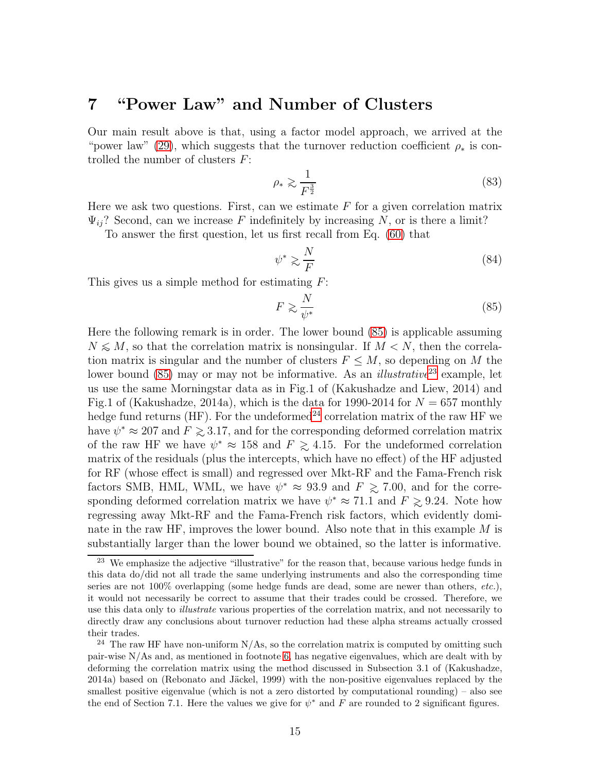## 7 "Power Law" and Number of Clusters

Our main result above is that, using a factor model approach, we arrived at the "power law" (29), which suggests that the turnover reduction coefficient $\rho_*$ is controlled the number of clusters $F$:

$$\rho_* \gtrsim \frac{1}{F^{\frac{3}{2}}} \tag{83}$$

Here we ask two questions. First, can we estimate $F$ for a given correlation matrix $\Psi_{ij}$? Second, can we increase $F$ indefinitely by increasing $N$, or is there a limit?

To answer the first question, let us first recall from Eq. (60) that

$$\psi^* \gtrsim \frac{N}{F} \tag{84}$$

This gives us a simple method for estimating $F$:

$$F \gtrsim \frac{N}{\psi^*} \tag{85}$$

Here the following remark is in order. The lower bound (85) is applicable assuming $N \lesssim M$, so that the correlation matrix is nonsingular. If $M < N$, then the correlation matrix is singular and the number of clusters $F \leq M$, so depending on $M$ the lower bound (85) may or may not be informative. As an *illustrative*[23] example, let us use the same Morningstar data as in Fig.1 of (Kakushadze and Liew, 2014) and Fig.1 of (Kakushadze, 2014a), which is the data for 1990-2014 for $N = 657$ monthly hedge fund returns (HF). For the undeformed[24] correlation matrix of the raw HF we have $\psi^* \approx 207$ and $F \gtrsim 3.17$, and for the corresponding deformed correlation matrix of the raw HF we have $\psi^* \approx 158$ and $F \gtrsim 4.15$. For the undeformed correlation matrix of the residuals (plus the intercepts, which have no effect) of the HF adjusted for RF (whose effect is small) and regressed over Mkt-RF and the Fama-French risk factors SMB, HML, WML, we have $\psi^* \approx 93.9$ and $F \gtrsim 7.00$, and for the corresponding deformed correlation matrix we have $\psi^* \approx 71.1$ and $F \gtrsim 9.24$. Note how regressing away Mkt-RF and the Fama-French risk factors, which evidently dominate in the raw HF, improves the lower bound. Also note that in this example $M$ is substantially larger than the lower bound we obtained, so the latter is informative.

[23] We emphasize the adjective "illustrative" for the reason that, because various hedge funds in this data do/did not all trade the same underlying instruments and also the corresponding time series are not 100% overlapping (some hedge funds are dead, some are newer than others, *etc.*), it would not necessarily be correct to assume that their trades could be crossed. Therefore, we use this data only to *illustrate* various properties of the correlation matrix, and not necessarily to directly draw any conclusions about turnover reduction had these alpha streams actually crossed their trades.

[24] The raw HF have non-uniform N/As, so the correlation matrix is computed by omitting such pair-wise N/As and, as mentioned in footnote 6, has negative eigenvalues, which are dealt with by deforming the correlation matrix using the method discussed in Subsection 3.1 of (Kakushadze, 2014a) based on (Rebonato and Jäckel, 1999) with the non-positive eigenvalues replaced by the smallest positive eigenvalue (which is not a zero distorted by computational rounding) – also see the end of Section 7.1. Here the values we give for $\psi^*$ and $F$ are rounded to 2 significant figures.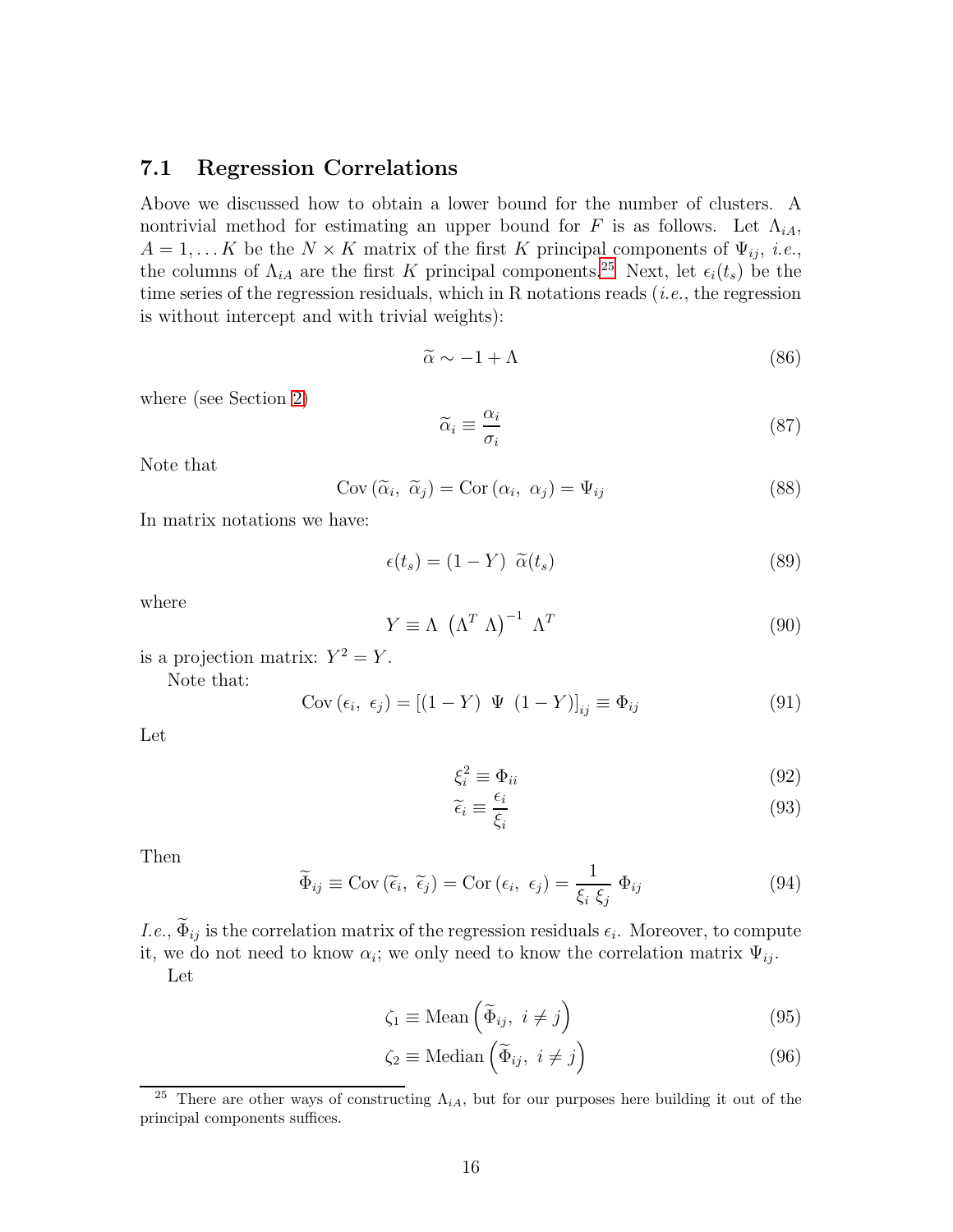### 7.1 Regression Correlations

Above we discussed how to obtain a lower bound for the number of clusters. A nontrivial method for estimating an upper bound for $F$ is as follows. Let $\Lambda_{iA}$, $A = 1, \dots K$ be the $N \times K$ matrix of the first $K$ principal components of $\Psi_{ij}$, *i.e.*, the columns of $\Lambda_{iA}$ are the first $K$ principal components.[25] Next, let $\epsilon_i(t_s)$ be the time series of the regression residuals, which in R notations reads (*i.e.*, the regression is without intercept and with trivial weights):

$$\widetilde{\alpha} \sim -1 + \Lambda \tag{86}$$

where (see Section 2)

$$\widetilde{\alpha}_i \equiv \frac{\alpha_i}{\sigma_i} \tag{87}$$

Note that

$$\text{Cov}\left(\widetilde{\alpha}_i,\ \widetilde{\alpha}_j\right) = \text{Cor}\left(\alpha_i,\ \alpha_j\right) = \Psi_{ij} \tag{88}$$

In matrix notations we have:

$$\epsilon(t_s) = (1 - Y)\ \widetilde{\alpha}(t_s) \tag{89}$$

where

$$Y \equiv \Lambda\ \left(\Lambda^T\ \Lambda\right)^{-1}\ \Lambda^T \tag{90}$$

is a projection matrix: $Y^2 = Y$.

Note that:

$$\text{Cov}\left(\epsilon_i,\ \epsilon_j\right) = \left[(1 - Y)\ \Psi\ (1 - Y)\right]_{ij} \equiv \Phi_{ij} \tag{91}$$

Let

$$\xi_i^2 \equiv \Phi_{ii} \tag{92}$$

$$\widetilde{\epsilon}_i \equiv \frac{\epsilon_i}{\xi_i} \tag{93}$$

Then

$$\widetilde{\Phi}_{ij} \equiv \text{Cov}\left(\widetilde{\epsilon}_i,\ \widetilde{\epsilon}_j\right) = \text{Cor}\left(\epsilon_i,\ \epsilon_j\right) = \frac{1}{\xi_i\ \xi_j}\ \Phi_{ij} \tag{94}$$

*I.e.*, $\widetilde{\Phi}_{ij}$ is the correlation matrix of the regression residuals $\epsilon_i$. Moreover, to compute it, we do not need to know $\alpha_i$; we only need to know the correlation matrix $\Psi_{ij}$.

Let

$$\zeta_1 \equiv \text{Mean}\left(\widetilde{\Phi}_{ij},\ i \neq j\right) \tag{95}$$

$$\zeta_2 \equiv \text{Median}\left(\widetilde{\Phi}_{ij},\ i \neq j\right) \tag{96}$$

[25] There are other ways of constructing $\Lambda_{iA}$, but for our purposes here building it out of the principal components suffices.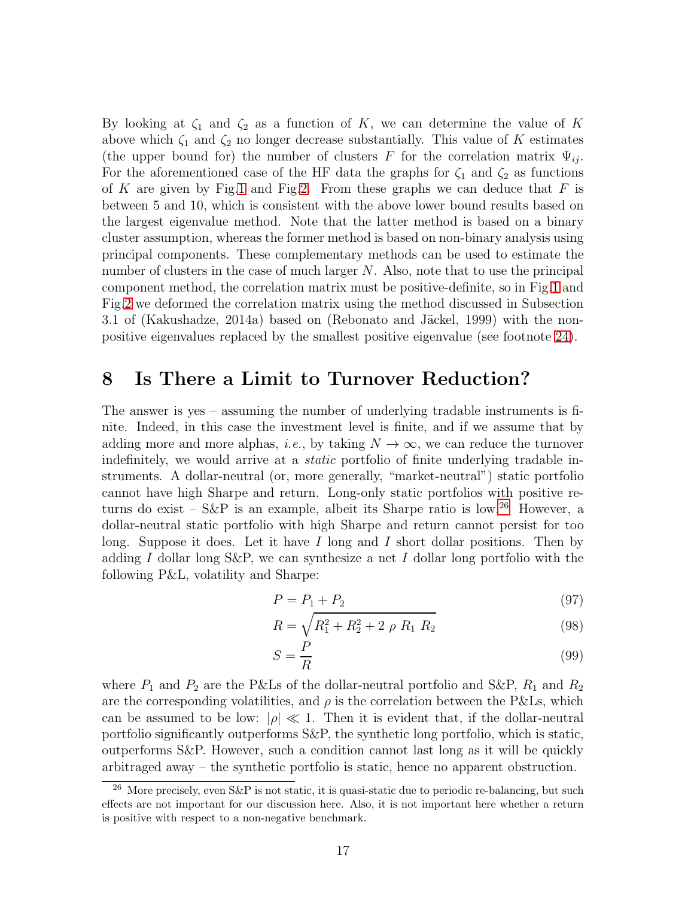By looking at $\zeta_1$ and $\zeta_2$ as a function of $K$, we can determine the value of $K$ above which $\zeta_1$ and $\zeta_2$ no longer decrease substantially. This value of $K$ estimates (the upper bound for) the number of clusters $F$ for the correlation matrix $\Psi_{ij}$. For the aforementioned case of the HF data the graphs for $\zeta_1$ and $\zeta_2$ as functions of $K$ are given by Fig.1 and Fig.2. From these graphs we can deduce that $F$ is between 5 and 10, which is consistent with the above lower bound results based on the largest eigenvalue method. Note that the latter method is based on a binary cluster assumption, whereas the former method is based on non-binary analysis using principal components. These complementary methods can be used to estimate the number of clusters in the case of much larger $N$. Also, note that to use the principal component method, the correlation matrix must be positive-definite, so in Fig.1 and Fig.2 we deformed the correlation matrix using the method discussed in Subsection 3.1 of (Kakushadze, 2014a) based on (Rebonato and Jäckel, 1999) with the non-positive eigenvalues replaced by the smallest positive eigenvalue (see footnote 24).

## 8 Is There a Limit to Turnover Reduction?

The answer is yes – assuming the number of underlying tradable instruments is finite. Indeed, in this case the investment level is finite, and if we assume that by adding more and more alphas, *i.e.*, by taking $N \rightarrow \infty$, we can reduce the turnover indefinitely, we would arrive at a *static* portfolio of finite underlying tradable instruments. A dollar-neutral (or, more generally, "market-neutral") static portfolio cannot have high Sharpe and return. Long-only static portfolios with positive returns do exist – S&P is an example, albeit its Sharpe ratio is low.[26] However, a dollar-neutral static portfolio with high Sharpe and return cannot persist for too long. Suppose it does. Let it have $I$ long and $I$ short dollar positions. Then by adding $I$ dollar long S&P, we can synthesize a net $I$ dollar long portfolio with the following P&L, volatility and Sharpe:

$$P = P_1 + P_2 \tag{97}$$

$$R = \sqrt{R_1^2 + R_2^2 + 2\ \rho\ R_1\ R_2} \tag{98}$$

$$S = \frac{P}{R} \tag{99}$$

where $P_1$ and $P_2$ are the P&Ls of the dollar-neutral portfolio and S&P, $R_1$ and $R_2$ are the corresponding volatilities, and $\rho$ is the correlation between the P&Ls, which can be assumed to be low: $|\rho| \ll 1$. Then it is evident that, if the dollar-neutral portfolio significantly outperforms S&P, the synthetic long portfolio, which is static, outperforms S&P. However, such a condition cannot last long as it will be quickly arbitraged away – the synthetic portfolio is static, hence no apparent obstruction.

[26] More precisely, even S&P is not static, it is quasi-static due to periodic re-balancing, but such effects are not important for our discussion here. Also, it is not important here whether a return is positive with respect to a non-negative benchmark.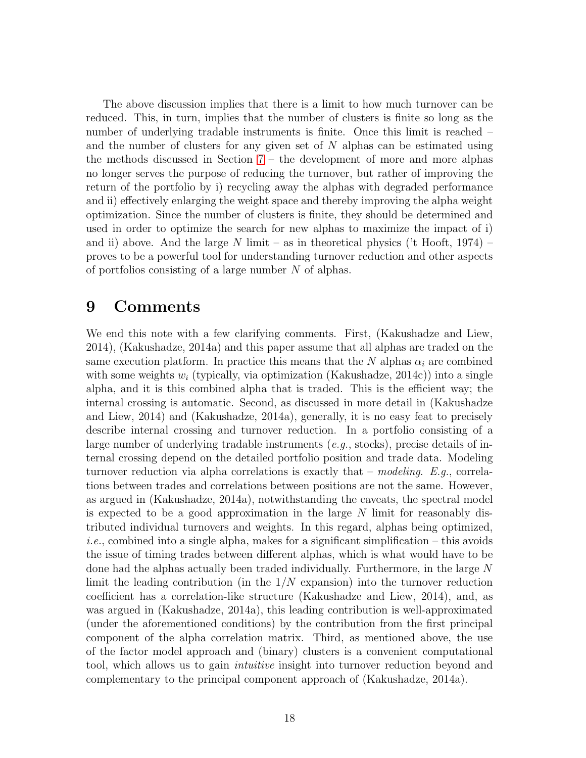The above discussion implies that there is a limit to how much turnover can be reduced. This, in turn, implies that the number of clusters is finite so long as the number of underlying tradable instruments is finite. Once this limit is reached – and the number of clusters for any given set of $N$ alphas can be estimated using the methods discussed in Section 7 – the development of more and more alphas no longer serves the purpose of reducing the turnover, but rather of improving the return of the portfolio by i) recycling away the alphas with degraded performance and ii) effectively enlarging the weight space and thereby improving the alpha weight optimization. Since the number of clusters is finite, they should be determined and used in order to optimize the search for new alphas to maximize the impact of i) and ii) above. And the large $N$ limit – as in theoretical physics ('t Hooft, 1974) – proves to be a powerful tool for understanding turnover reduction and other aspects of portfolios consisting of a large number $N$ of alphas.

# 9 Comments

We end this note with a few clarifying comments. First, (Kakushadze and Liew, 2014), (Kakushadze, 2014a) and this paper assume that all alphas are traded on the same execution platform. In practice this means that the $N$ alphas $\alpha_i$ are combined with some weights $w_i$ (typically, via optimization (Kakushadze, 2014c)) into a single alpha, and it is this combined alpha that is traded. This is the efficient way; the internal crossing is automatic. Second, as discussed in more detail in (Kakushadze and Liew, 2014) and (Kakushadze, 2014a), generally, it is no easy feat to precisely describe internal crossing and turnover reduction. In a portfolio consisting of a large number of underlying tradable instruments (*e.g.*, stocks), precise details of internal crossing depend on the detailed portfolio position and trade data. Modeling turnover reduction via alpha correlations is exactly that – *modeling*. *E.g.*, correlations between trades and correlations between positions are not the same. However, as argued in (Kakushadze, 2014a), notwithstanding the caveats, the spectral model is expected to be a good approximation in the large $N$ limit for reasonably distributed individual turnovers and weights. In this regard, alphas being optimized, *i.e.*, combined into a single alpha, makes for a significant simplification – this avoids the issue of timing trades between different alphas, which is what would have to be done had the alphas actually been traded individually. Furthermore, in the large $N$ limit the leading contribution (in the $1/N$ expansion) into the turnover reduction coefficient has a correlation-like structure (Kakushadze and Liew, 2014), and, as was argued in (Kakushadze, 2014a), this leading contribution is well-approximated (under the aforementioned conditions) by the contribution from the first principal component of the alpha correlation matrix. Third, as mentioned above, the use of the factor model approach and (binary) clusters is a convenient computational tool, which allows us to gain *intuitive* insight into turnover reduction beyond and complementary to the principal component approach of (Kakushadze, 2014a).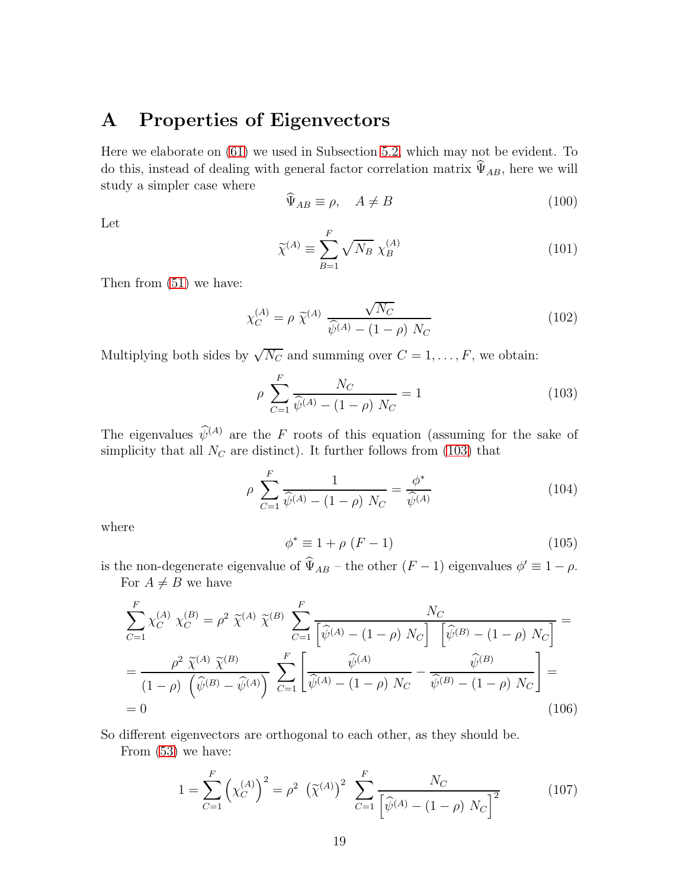# A Properties of Eigenvectors

Here we elaborate on (61) we used in Subsection 5.2, which may not be evident. To do this, instead of dealing with general factor correlation matrix $\widehat{\Psi}_{AB}$, here we will study a simpler case where

$$\widehat{\Psi}_{AB} \equiv \rho, \quad A \neq B \tag{100}$$

Let

$$\widetilde{\chi}^{(A)} \equiv \sum_{B=1}^{F} \sqrt{N_B}\ \chi_B^{(A)} \tag{101}$$

Then from (51) we have:

$$\chi_C^{(A)} = \rho\ \widetilde{\chi}^{(A)}\ \frac{\sqrt{N_C}}{\widehat{\psi}^{(A)} - (1-\rho)\ N_C} \tag{102}$$

Multiplying both sides by $\sqrt{N_C}$ and summing over $C = 1, \dots, F$, we obtain:

$$\rho\ \sum_{C=1}^{F} \frac{N_C}{\widehat{\psi}^{(A)} - (1-\rho)\ N_C} = 1 \tag{103}$$

The eigenvalues $\widehat{\psi}^{(A)}$ are the $F$ roots of this equation (assuming for the sake of simplicity that all $N_C$ are distinct). It further follows from (103) that

$$\rho\ \sum_{C=1}^{F} \frac{1}{\widehat{\psi}^{(A)} - (1-\rho)\ N_C} = \frac{\phi^*}{\widehat{\psi}^{(A)}} \tag{104}$$

where

$$\phi^* \equiv 1 + \rho\ (F-1) \tag{105}$$

is the non-degenerate eigenvalue of $\widehat{\Psi}_{AB}$ – the other $(F-1)$ eigenvalues $\phi' \equiv 1-\rho$.

For $A \neq B$ we have

$$\begin{aligned}
&\sum_{C=1}^{F} \chi_C^{(A)}\ \chi_C^{(B)} = \rho^2\ \widetilde{\chi}^{(A)}\ \widetilde{\chi}^{(B)}\ \sum_{C=1}^{F} \frac{N_C}{\left[\widehat{\psi}^{(A)} - (1-\rho)\ N_C\right]\ \left[\widehat{\psi}^{(B)} - (1-\rho)\ N_C\right]} = \\
&= \frac{\rho^2\ \widetilde{\chi}^{(A)}\ \widetilde{\chi}^{(B)}}{(1-\rho)\ \left(\widehat{\psi}^{(B)} - \widehat{\psi}^{(A)}\right)}\ \sum_{C=1}^{F} \left[\frac{\widehat{\psi}^{(A)}}{\widehat{\psi}^{(A)} - (1-\rho)\ N_C} - \frac{\widehat{\psi}^{(B)}}{\widehat{\psi}^{(B)} - (1-\rho)\ N_C}\right] = \\
&= 0
\end{aligned} \tag{106}$$

So different eigenvectors are orthogonal to each other, as they should be.

From (53) we have:

$$1 = \sum_{C=1}^{F} \left(\chi_C^{(A)}\right)^2 = \rho^2\ \left(\widetilde{\chi}^{(A)}\right)^2\ \sum_{C=1}^{F} \frac{N_C}{\left[\widehat{\psi}^{(A)} - (1-\rho)\ N_C\right]^2} \tag{107}$$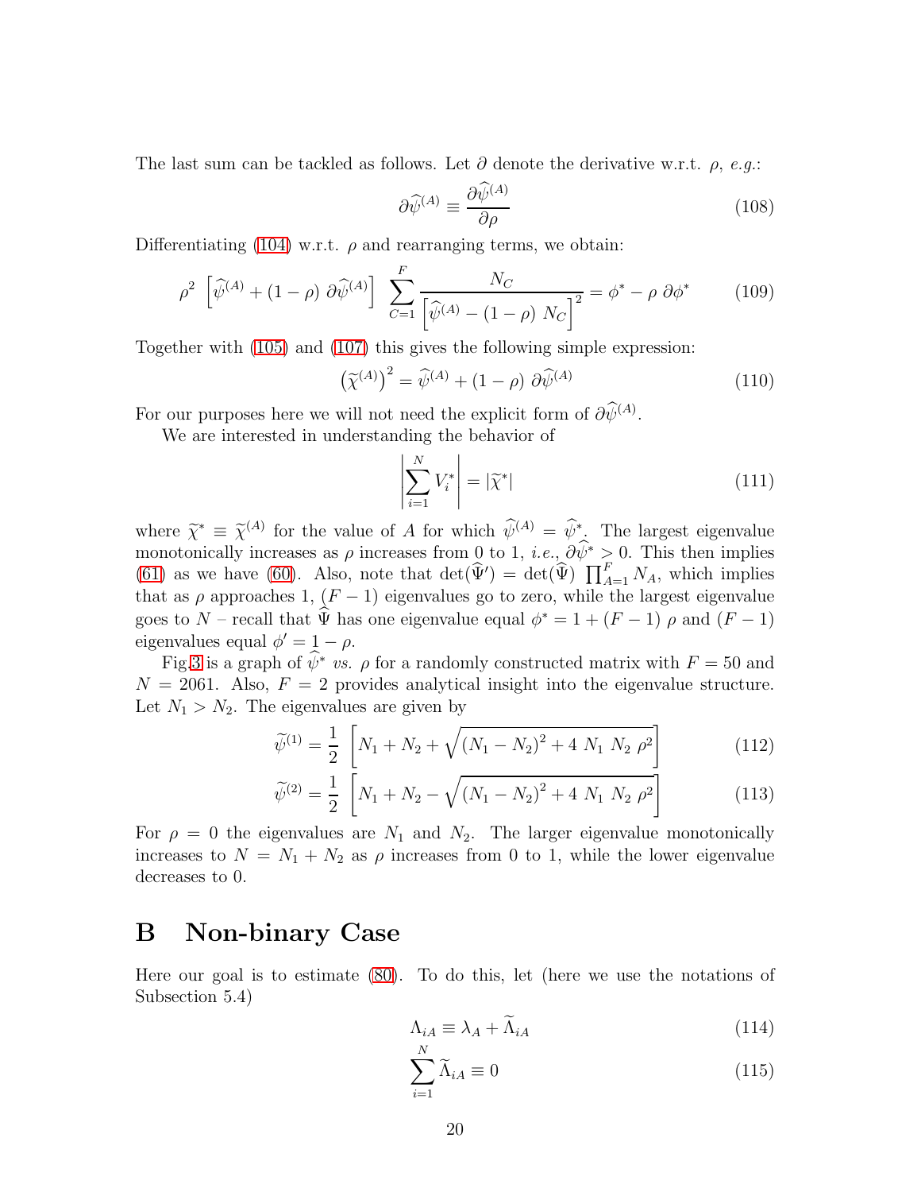The last sum can be tackled as follows. Let $\partial$ denote the derivative w.r.t. $\rho$, *e.g.*:

$$\partial\widehat{\psi}^{(A)} \equiv \frac{\partial\widehat{\psi}^{(A)}}{\partial\rho} \tag{108}$$

Differentiating (104) w.r.t. $\rho$ and rearranging terms, we obtain:

$$\rho^2 \left[\widehat{\psi}^{(A)} + (1-\rho)\ \partial\widehat{\psi}^{(A)}\right] \sum_{C=1}^{F} \frac{N_C}{\left[\widehat{\psi}^{(A)} - (1-\rho)\ N_C\right]^2} = \phi^* - \rho\ \partial\phi^* \tag{109}$$

Together with (105) and (107) this gives the following simple expression:

$$\left(\widetilde{\chi}^{(A)}\right)^2 = \widehat{\psi}^{(A)} + (1-\rho)\ \partial\widehat{\psi}^{(A)} \tag{110}$$

For our purposes here we will not need the explicit form of $\partial\widehat{\psi}^{(A)}$.

We are interested in understanding the behavior of

$$\left|\sum_{i=1}^{N} V_i^*\right| = |\widetilde{\chi}^*| \tag{111}$$

where $\widetilde{\chi}^* \equiv \widetilde{\chi}^{(A)}$ for the value of $A$ for which $\widehat{\psi}^{(A)} = \widehat{\psi}^*$. The largest eigenvalue monotonically increases as $\rho$ increases from 0 to 1, *i.e.*, $\partial\widehat{\psi}^* > 0$. This then implies (61) as we have (60). Also, note that $\det(\widehat{\Psi}') = \det(\widehat{\Psi}) \prod_{A=1}^{F} N_A$, which implies that as $\rho$ approaches 1, $(F-1)$ eigenvalues go to zero, while the largest eigenvalue goes to $N$ – recall that $\widehat{\Psi}$ has one eigenvalue equal $\phi^* = 1 + (F-1)\ \rho$ and $(F-1)$ eigenvalues equal $\phi' = 1 - \rho$.

Fig.3 is a graph of $\widehat{\psi}^*$ *vs.* $\rho$ for a randomly constructed matrix with $F = 50$ and $N = 2061$. Also, $F = 2$ provides analytical insight into the eigenvalue structure. Let $N_1 > N_2$. The eigenvalues are given by

$$\widetilde{\psi}^{(1)} = \frac{1}{2}\left[N_1 + N_2 + \sqrt{(N_1 - N_2)^2 + 4\ N_1\ N_2\ \rho^2}\right] \tag{112}$$

$$\widetilde{\psi}^{(2)} = \frac{1}{2}\left[N_1 + N_2 - \sqrt{(N_1 - N_2)^2 + 4\ N_1\ N_2\ \rho^2}\right] \tag{113}$$

For $\rho = 0$ the eigenvalues are $N_1$ and $N_2$. The larger eigenvalue monotonically increases to $N = N_1 + N_2$ as $\rho$ increases from 0 to 1, while the lower eigenvalue decreases to 0.

# B Non-binary Case

Here our goal is to estimate (80). To do this, let (here we use the notations of Subsection 5.4)

$$\Lambda_{iA} \equiv \lambda_A + \widetilde{\Lambda}_{iA} \tag{114}$$

$$\sum_{i=1}^{N} \widetilde{\Lambda}_{iA} \equiv 0 \tag{115}$$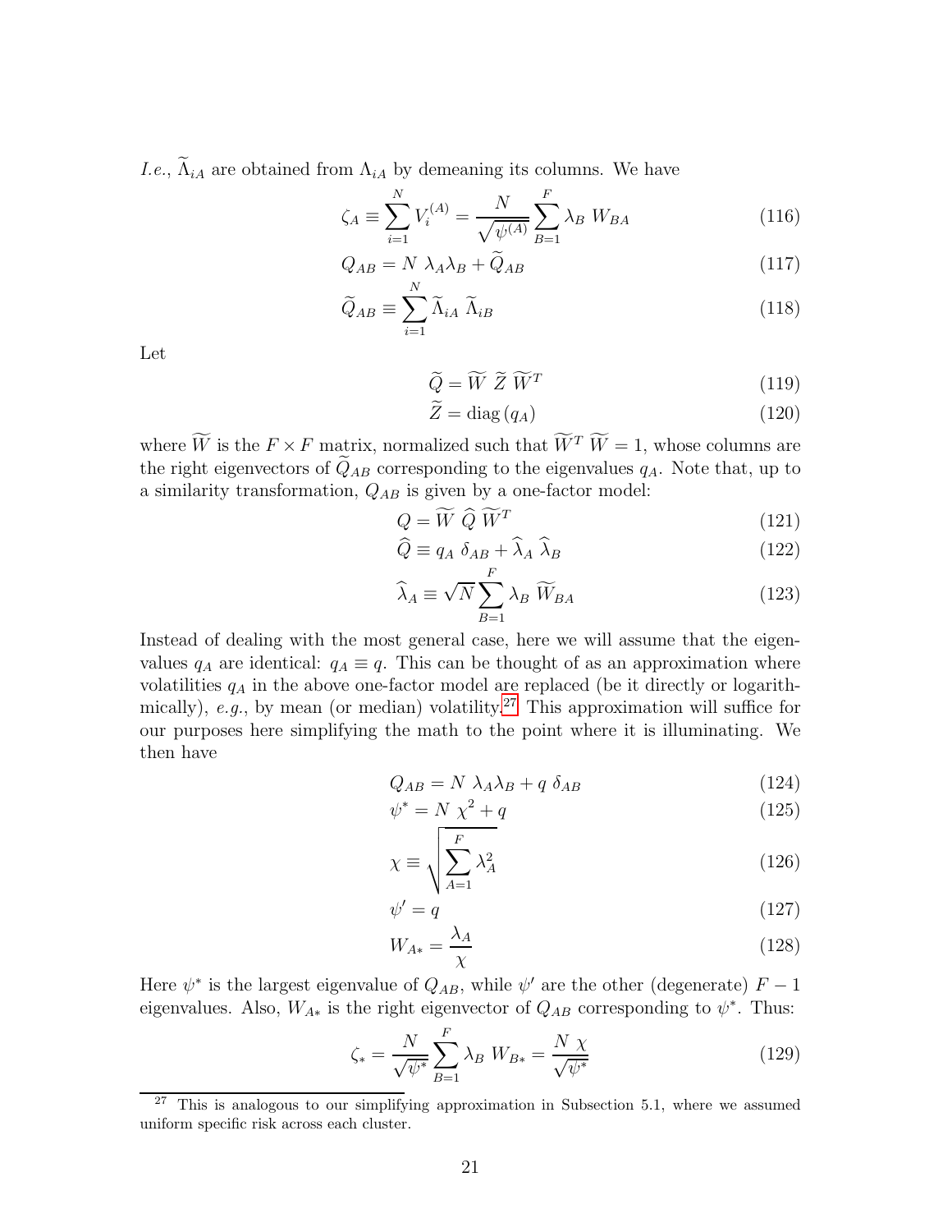*I.e.*, $\widetilde{\Lambda}_{iA}$ are obtained from $\Lambda_{iA}$ by demeaning its columns. We have

$$\zeta_A \equiv \sum_{i=1}^N V_i^{(A)} = \frac{N}{\sqrt{\psi^{(A)}}} \sum_{B=1}^F \lambda_B \ W_{BA} \tag{116}$$

$$Q_{AB} = N \ \lambda_A \lambda_B + \widetilde{Q}_{AB} \tag{117}$$

$$\widetilde{Q}_{AB} \equiv \sum_{i=1}^N \widetilde{\Lambda}_{iA} \ \widetilde{\Lambda}_{iB} \tag{118}$$

Let

$$\widetilde{Q} = \widetilde{W} \ \widetilde{Z} \ \widetilde{W}^T \tag{119}$$

$$\widetilde{Z} = \text{diag}\left(q_A\right) \tag{120}$$

where $\widetilde{W}$ is the $F \times F$ matrix, normalized such that $\widetilde{W}^T \ \widetilde{W} = 1$, whose columns are the right eigenvectors of $\widetilde{Q}_{AB}$ corresponding to the eigenvalues $q_A$. Note that, up to a similarity transformation, $Q_{AB}$ is given by a one-factor model:

$$Q = \widetilde{W} \ \widehat{Q} \ \widetilde{W}^T \tag{121}$$

$$\widehat{Q} \equiv q_A \ \delta_{AB} + \widehat{\lambda}_A \ \widehat{\lambda}_B \tag{122}$$

$$\widehat{\lambda}_A \equiv \sqrt{N} \sum_{B=1}^F \lambda_B \ \widetilde{W}_{BA} \tag{123}$$

Instead of dealing with the most general case, here we will assume that the eigenvalues $q_A$ are identical: $q_A \equiv q$. This can be thought of as an approximation where volatilities $q_A$ in the above one-factor model are replaced (be it directly or logarithmically), *e.g.*, by mean (or median) volatility.[27] This approximation will suffice for our purposes here simplifying the math to the point where it is illuminating. We then have

$$Q_{AB} = N \ \lambda_A \lambda_B + q \ \delta_{AB} \tag{124}$$

$$\psi^* = N \ \chi^2 + q \tag{125}$$

$$\chi \equiv \sqrt{\sum_{A=1}^F \lambda_A^2} \tag{126}$$

$$\psi' = q \tag{127}$$

$$W_{A*} = \frac{\lambda_A}{\chi} \tag{128}$$

Here $\psi^*$ is the largest eigenvalue of $Q_{AB}$, while $\psi'$ are the other (degenerate) $F - 1$ eigenvalues. Also, $W_{A*}$ is the right eigenvector of $Q_{AB}$ corresponding to $\psi^*$. Thus:

$$\zeta_* = \frac{N}{\sqrt{\psi^*}} \sum_{B=1}^F \lambda_B \ W_{B*} = \frac{N \ \chi}{\sqrt{\psi^*}} \tag{129}$$

[27] This is analogous to our simplifying approximation in Subsection 5.1, where we assumed uniform specific risk across each cluster.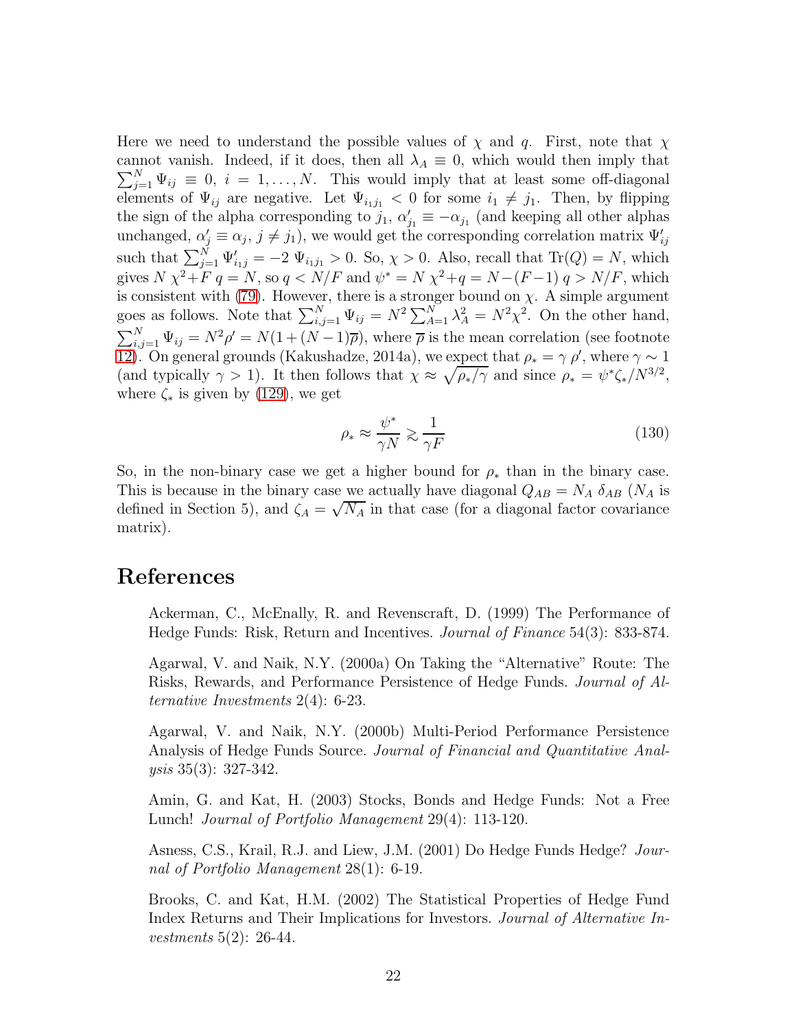Here we need to understand the possible values of $\chi$ and $q$. First, note that $\chi$ cannot vanish. Indeed, if it does, then all $\lambda_A \equiv 0$, which would then imply that $\sum_{j=1}^N \Psi_{ij} \equiv 0$, $i = 1, \dots, N$. This would imply that at least some off-diagonal elements of $\Psi_{ij}$ are negative. Let $\Psi_{i_1 j_1} < 0$ for some $i_1 \neq j_1$. Then, by flipping the sign of the alpha corresponding to $j_1$, $\alpha^\prime_{j_1} \equiv -\alpha_{j_1}$ (and keeping all other alphas unchanged, $\alpha^\prime_j \equiv \alpha_j$, $j \neq j_1$), we would get the corresponding correlation matrix $\Psi^\prime_{ij}$ such that $\sum_{j=1}^N \Psi^\prime_{i_1 j} = -2\, \Psi_{i_1 j_1} > 0$. So, $\chi > 0$. Also, recall that $\mathrm{Tr}(Q) = N$, which gives $N\, \chi^2 + F\, q = N$, so $q < N/F$ and $\psi^* = N\, \chi^2 + q = N - (F-1)\, q > N/F$, which is consistent with (79). However, there is a stronger bound on $\chi$. A simple argument goes as follows. Note that $\sum_{i,j=1}^N \Psi_{ij} = N^2 \sum_{A=1}^N \lambda_A^2 = N^2 \chi^2$. On the other hand, $\sum_{i,j=1}^N \Psi_{ij} = N^2 \rho^\prime = N(1 + (N-1)\overline{\rho})$, where $\overline{\rho}$ is the mean correlation (see footnote 12). On general grounds (Kakushadze, 2014a), we expect that $\rho_* = \gamma\, \rho^\prime$, where $\gamma \sim 1$ (and typically $\gamma > 1$). It then follows that $\chi \approx \sqrt{\rho_*/\gamma}$ and since $\rho_* = \psi^* \zeta_* / N^{3/2}$, where $\zeta_*$ is given by (129), we get

$$\rho_* \approx \frac{\psi^*}{\gamma N} \gtrsim \frac{1}{\gamma F} \tag{130}$$

So, in the non-binary case we get a higher bound for $\rho_*$ than in the binary case. This is because in the binary case we actually have diagonal $Q_{AB} = N_A\, \delta_{AB}$ ($N_A$ is defined in Section 5), and $\zeta_A = \sqrt{N_A}$ in that case (for a diagonal factor covariance matrix).

# References

Ackerman, C., McEnally, R. and Revenscraft, D. (1999) The Performance of Hedge Funds: Risk, Return and Incentives. *Journal of Finance* 54(3): 833-874.

Agarwal, V. and Naik, N.Y. (2000a) On Taking the "Alternative" Route: The Risks, Rewards, and Performance Persistence of Hedge Funds. *Journal of Alternative Investments* 2(4): 6-23.

Agarwal, V. and Naik, N.Y. (2000b) Multi-Period Performance Persistence Analysis of Hedge Funds Source. *Journal of Financial and Quantitative Analysis* 35(3): 327-342.

Amin, G. and Kat, H. (2003) Stocks, Bonds and Hedge Funds: Not a Free Lunch! *Journal of Portfolio Management* 29(4): 113-120.

Asness, C.S., Krail, R.J. and Liew, J.M. (2001) Do Hedge Funds Hedge? *Journal of Portfolio Management* 28(1): 6-19.

Brooks, C. and Kat, H.M. (2002) The Statistical Properties of Hedge Fund Index Returns and Their Implications for Investors. *Journal of Alternative Investments* 5(2): 26-44.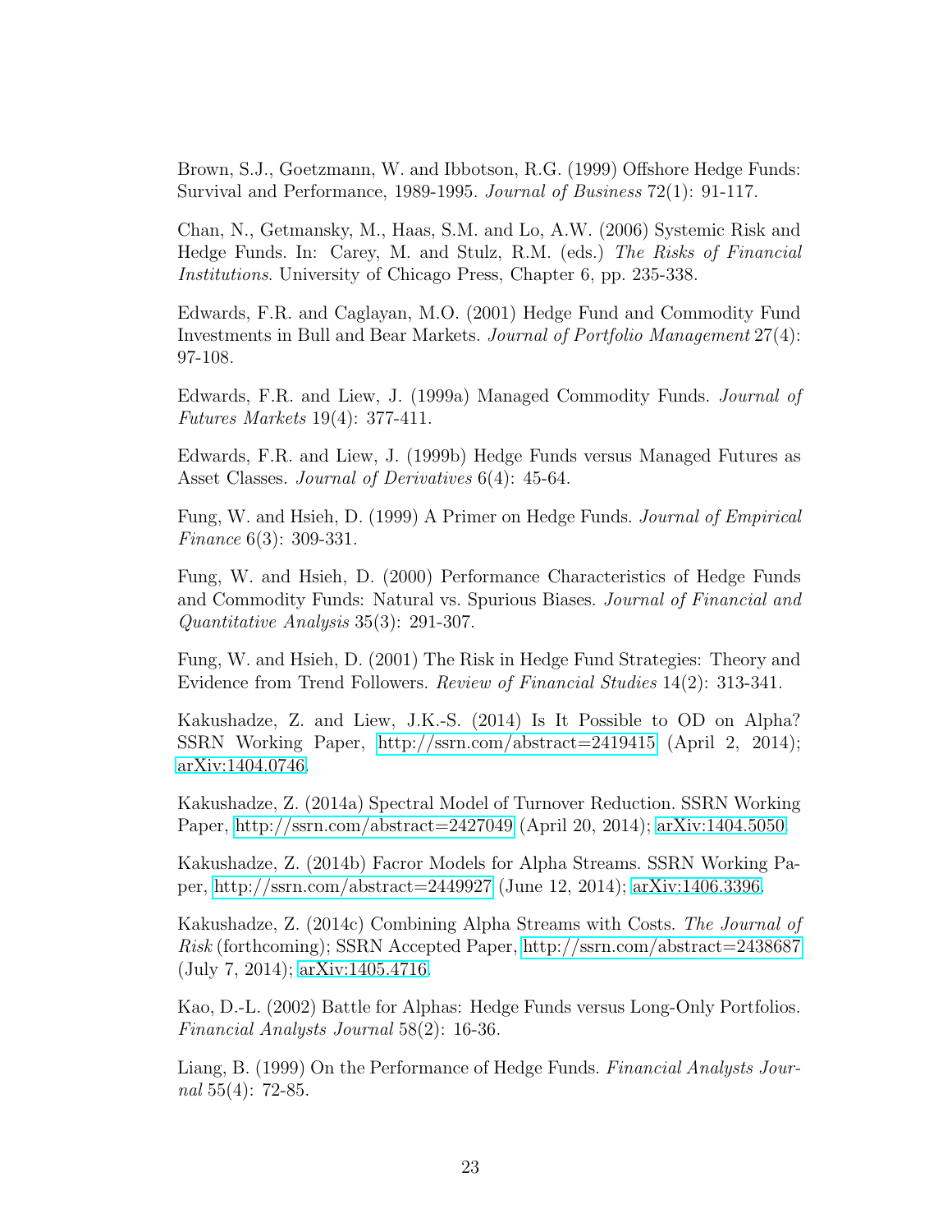Brown, S.J., Goetzmann, W. and Ibbotson, R.G. (1999) Offshore Hedge Funds: Survival and Performance, 1989-1995. *Journal of Business* 72(1): 91-117.

Chan, N., Getmansky, M., Haas, S.M. and Lo, A.W. (2006) Systemic Risk and Hedge Funds. In: Carey, M. and Stulz, R.M. (eds.) *The Risks of Financial Institutions*. University of Chicago Press, Chapter 6, pp. 235-338.

Edwards, F.R. and Caglayan, M.O. (2001) Hedge Fund and Commodity Fund Investments in Bull and Bear Markets. *Journal of Portfolio Management* 27(4): 97-108.

Edwards, F.R. and Liew, J. (1999a) Managed Commodity Funds. *Journal of Futures Markets* 19(4): 377-411.

Edwards, F.R. and Liew, J. (1999b) Hedge Funds versus Managed Futures as Asset Classes. *Journal of Derivatives* 6(4): 45-64.

Fung, W. and Hsieh, D. (1999) A Primer on Hedge Funds. *Journal of Empirical Finance* 6(3): 309-331.

Fung, W. and Hsieh, D. (2000) Performance Characteristics of Hedge Funds and Commodity Funds: Natural vs. Spurious Biases. *Journal of Financial and Quantitative Analysis* 35(3): 291-307.

Fung, W. and Hsieh, D. (2001) The Risk in Hedge Fund Strategies: Theory and Evidence from Trend Followers. *Review of Financial Studies* 14(2): 313-341.

Kakushadze, Z. and Liew, J.K.-S. (2014) Is It Possible to OD on Alpha? SSRN Working Paper, http://ssrn.com/abstract=2419415 (April 2, 2014); arXiv:1404.0746.

Kakushadze, Z. (2014a) Spectral Model of Turnover Reduction. SSRN Working Paper, http://ssrn.com/abstract=2427049 (April 20, 2014); arXiv:1404.5050.

Kakushadze, Z. (2014b) Facror Models for Alpha Streams. SSRN Working Paper, http://ssrn.com/abstract=2449927 (June 12, 2014); arXiv:1406.3396.

Kakushadze, Z. (2014c) Combining Alpha Streams with Costs. *The Journal of Risk* (forthcoming); SSRN Accepted Paper, http://ssrn.com/abstract=2438687 (July 7, 2014); arXiv:1405.4716.

Kao, D.-L. (2002) Battle for Alphas: Hedge Funds versus Long-Only Portfolios. *Financial Analysts Journal* 58(2): 16-36.

Liang, B. (1999) On the Performance of Hedge Funds. *Financial Analysts Journal* 55(4): 72-85.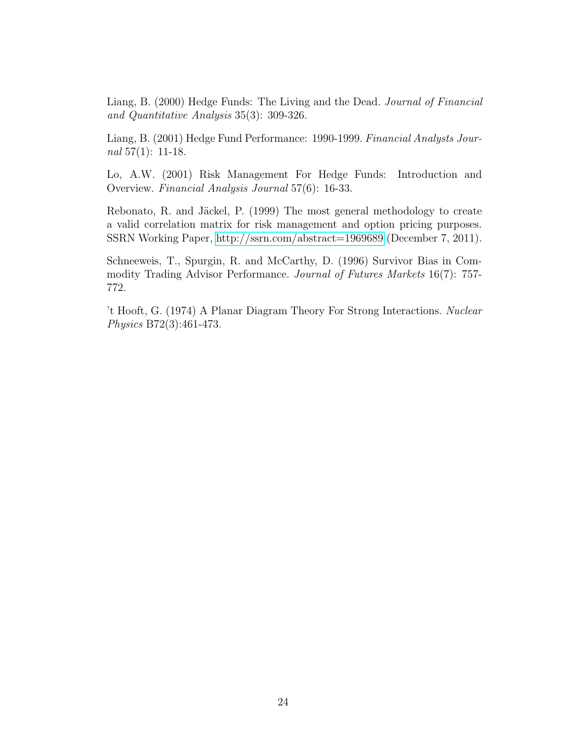Liang, B. (2000) Hedge Funds: The Living and the Dead. *Journal of Financial and Quantitative Analysis* 35(3): 309-326.

Liang, B. (2001) Hedge Fund Performance: 1990-1999. *Financial Analysts Journal* 57(1): 11-18.

Lo, A.W. (2001) Risk Management For Hedge Funds: Introduction and Overview. *Financial Analysis Journal* 57(6): 16-33.

Rebonato, R. and Jäckel, P. (1999) The most general methodology to create a valid correlation matrix for risk management and option pricing purposes. SSRN Working Paper, http://ssrn.com/abstract=1969689 (December 7, 2011).

Schneeweis, T., Spurgin, R. and McCarthy, D. (1996) Survivor Bias in Commodity Trading Advisor Performance. *Journal of Futures Markets* 16(7): 757-772.

't Hooft, G. (1974) A Planar Diagram Theory For Strong Interactions. *Nuclear Physics* B72(3):461-473.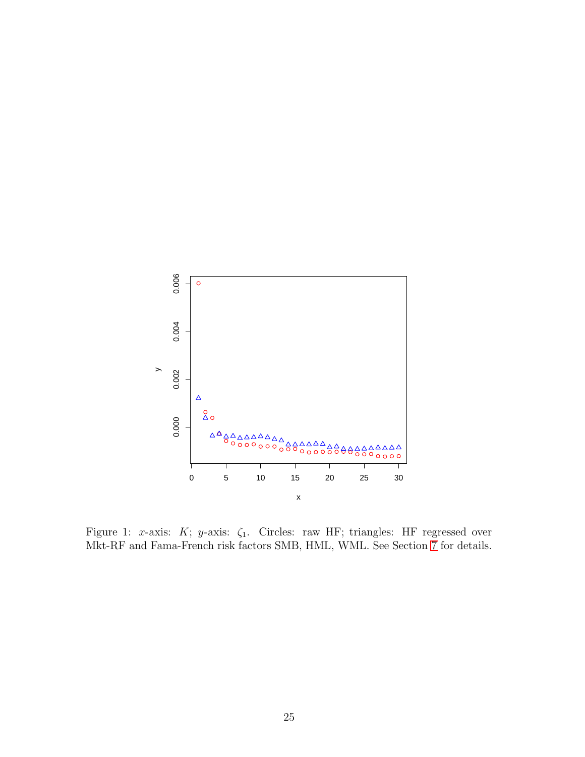Figure 1: $x$-axis: $K$; $y$-axis: $\zeta_1$. Circles: raw HF; triangles: HF regressed over Mkt-RF and Fama-French risk factors SMB, HML, WML. See Section 7 for details.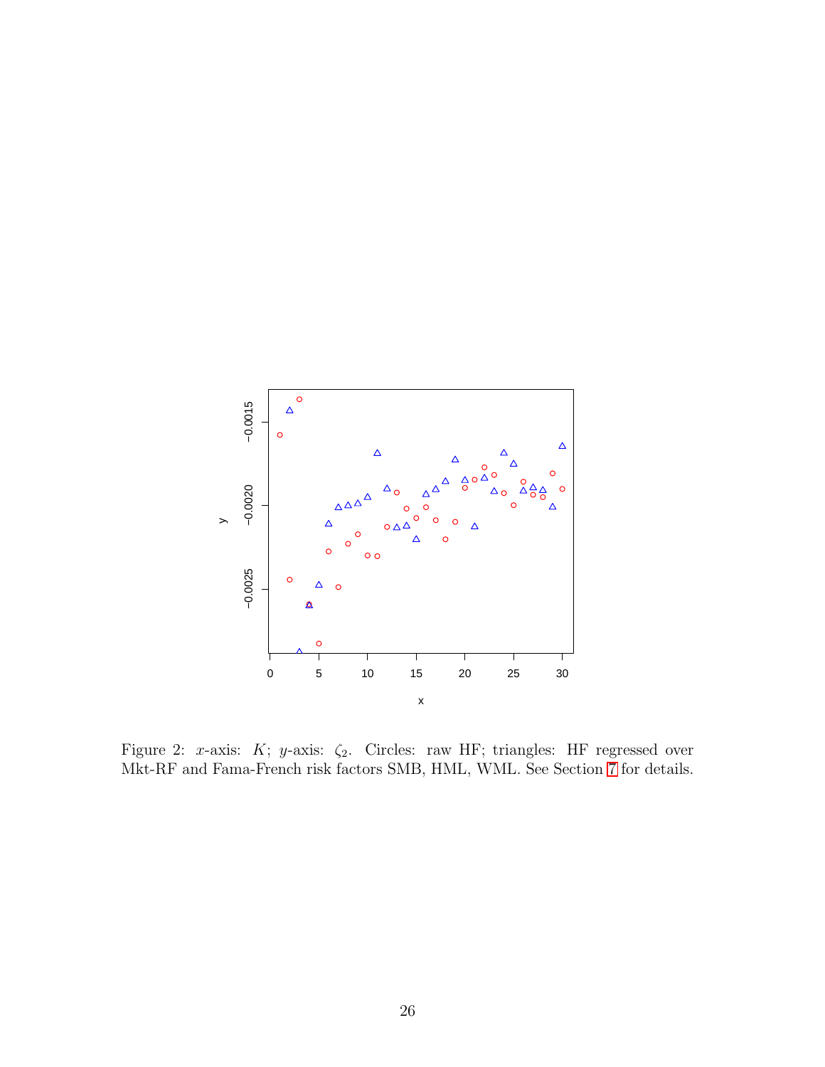Figure 2: $x$-axis: $K$; $y$-axis: $\zeta_2$. Circles: raw HF; triangles: HF regressed over Mkt-RF and Fama-French risk factors SMB, HML, WML. See Section 7 for details.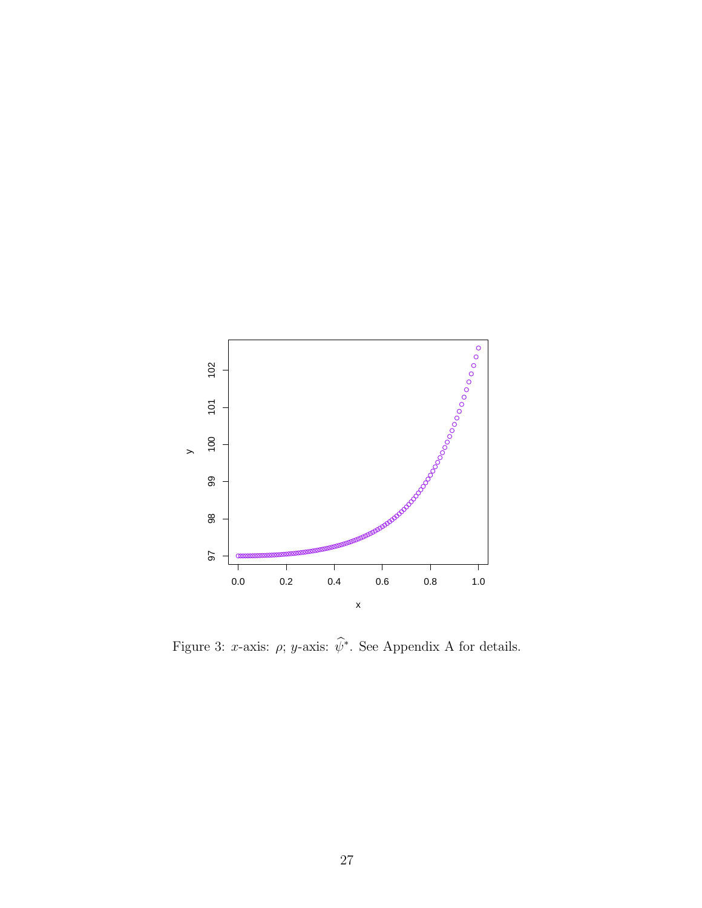y

102

101

100

99

98

97

0.0

0.2

0.4

0.6

0.8

1.0

x

Figure 3: $x$-axis: $\rho$; $y$-axis: $\widehat{\psi}^*$. See Appendix A for details.